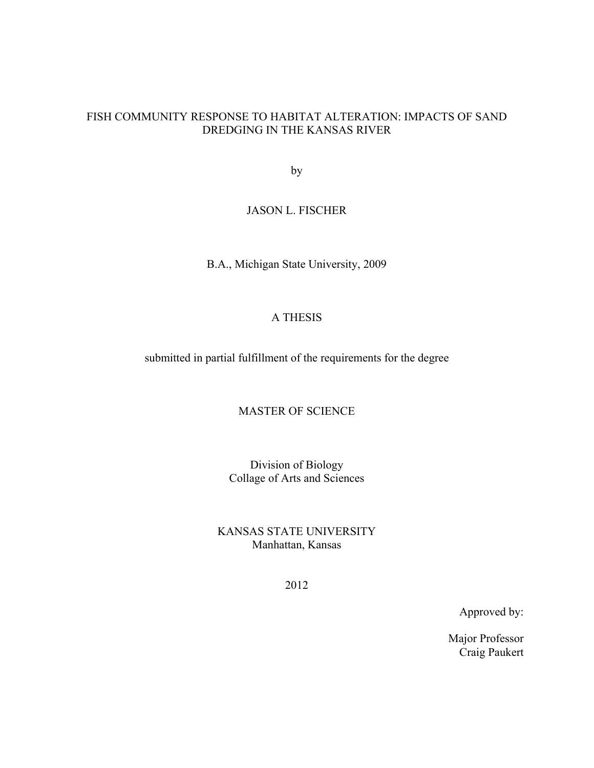# FISH COMMUNITY RESPONSE TO HABITAT ALTERATION: IMPACTS OF SAND DREDGING IN THE KANSAS RIVER

by

JASON L. FISCHER

B.A., Michigan State University, 2009

A THESIS

submitted in partial fulfillment of the requirements for the degree

MASTER OF SCIENCE

Division of Biology
Collage of Arts and Sciences

KANSAS STATE UNIVERSITY
Manhattan, Kansas

2012

Approved by:

Major Professor
Craig Paukert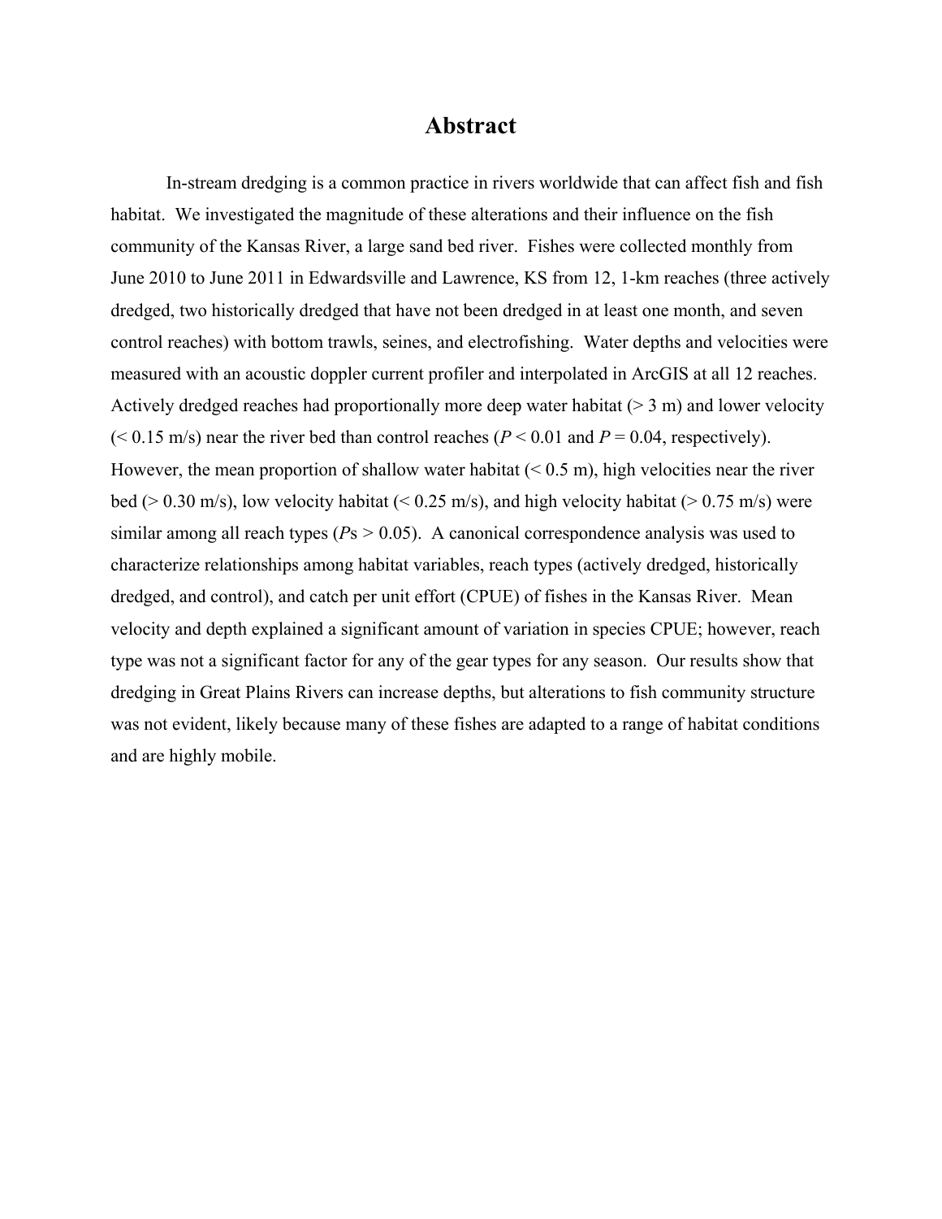# Abstract

In-stream dredging is a common practice in rivers worldwide that can affect fish and fish habitat. We investigated the magnitude of these alterations and their influence on the fish community of the Kansas River, a large sand bed river. Fishes were collected monthly from June 2010 to June 2011 in Edwardsville and Lawrence, KS from 12, 1-km reaches (three actively dredged, two historically dredged that have not been dredged in at least one month, and seven control reaches) with bottom trawls, seines, and electrofishing. Water depths and velocities were measured with an acoustic doppler current profiler and interpolated in ArcGIS at all 12 reaches. Actively dredged reaches had proportionally more deep water habitat (> 3 m) and lower velocity (< 0.15 m/s) near the river bed than control reaches ($P < 0.01$ and $P = 0.04$, respectively). However, the mean proportion of shallow water habitat (< 0.5 m), high velocities near the river bed (> 0.30 m/s), low velocity habitat (< 0.25 m/s), and high velocity habitat (> 0.75 m/s) were similar among all reach types ($P$s > 0.05). A canonical correspondence analysis was used to characterize relationships among habitat variables, reach types (actively dredged, historically dredged, and control), and catch per unit effort (CPUE) of fishes in the Kansas River. Mean velocity and depth explained a significant amount of variation in species CPUE; however, reach type was not a significant factor for any of the gear types for any season. Our results show that dredging in Great Plains Rivers can increase depths, but alterations to fish community structure was not evident, likely because many of these fishes are adapted to a range of habitat conditions and are highly mobile.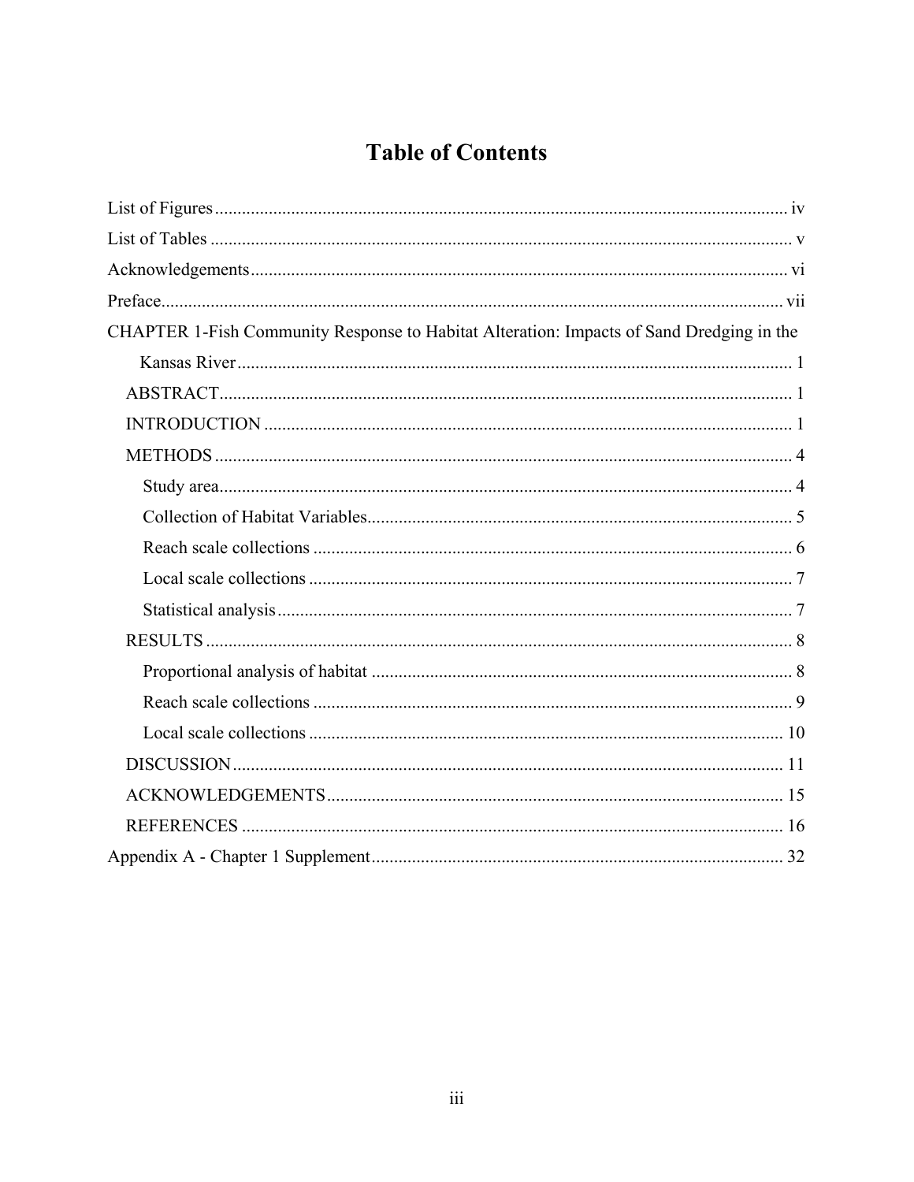# Table of Contents

List of Figures ... iv

List of Tables ... v

Acknowledgements ... vi

Preface ... vii

CHAPTER 1-Fish Community Response to Habitat Alteration: Impacts of Sand Dredging in the Kansas River ... 1

- ABSTRACT ... 1
- INTRODUCTION ... 1
- METHODS ... 4
  - Study area ... 4
  - Collection of Habitat Variables ... 5
  - Reach scale collections ... 6
  - Local scale collections ... 7
  - Statistical analysis ... 7
- RESULTS ... 8
  - Proportional analysis of habitat ... 8
  - Reach scale collections ... 9
  - Local scale collections ... 10
- DISCUSSION ... 11
- ACKNOWLEDGEMENTS ... 15
- REFERENCES ... 16

Appendix A - Chapter 1 Supplement ... 32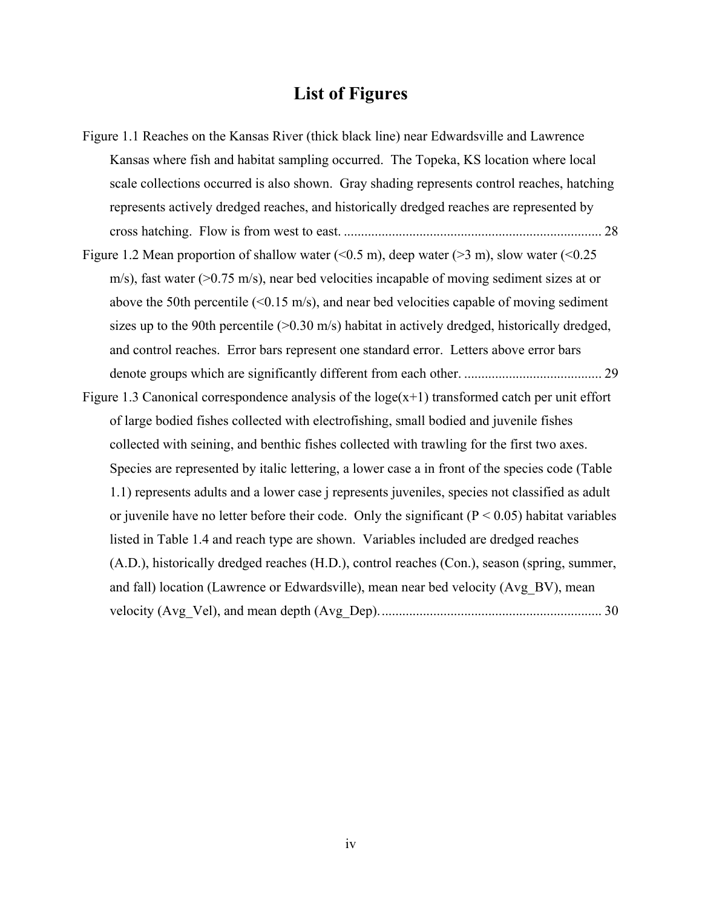# List of Figures

Figure 1.1 Reaches on the Kansas River (thick black line) near Edwardsville and Lawrence Kansas where fish and habitat sampling occurred. The Topeka, KS location where local scale collections occurred is also shown. Gray shading represents control reaches, hatching represents actively dredged reaches, and historically dredged reaches are represented by cross hatching. Flow is from west to east. .......................................................................... 28

Figure 1.2 Mean proportion of shallow water (<0.5 m), deep water (>3 m), slow water (<0.25 m/s), fast water (>0.75 m/s), near bed velocities incapable of moving sediment sizes at or above the 50th percentile (<0.15 m/s), and near bed velocities capable of moving sediment sizes up to the 90th percentile (>0.30 m/s) habitat in actively dredged, historically dredged, and control reaches. Error bars represent one standard error. Letters above error bars denote groups which are significantly different from each other. ........................................ 29

Figure 1.3 Canonical correspondence analysis of the loge(x+1) transformed catch per unit effort of large bodied fishes collected with electrofishing, small bodied and juvenile fishes collected with seining, and benthic fishes collected with trawling for the first two axes. Species are represented by italic lettering, a lower case a in front of the species code (Table 1.1) represents adults and a lower case j represents juveniles, species not classified as adult or juvenile have no letter before their code. Only the significant ($P < 0.05$) habitat variables listed in Table 1.4 and reach type are shown. Variables included are dredged reaches (A.D.), historically dredged reaches (H.D.), control reaches (Con.), season (spring, summer, and fall) location (Lawrence or Edwardsville), mean near bed velocity (Avg_BV), mean velocity (Avg_Vel), and mean depth (Avg_Dep). ............................................................... 30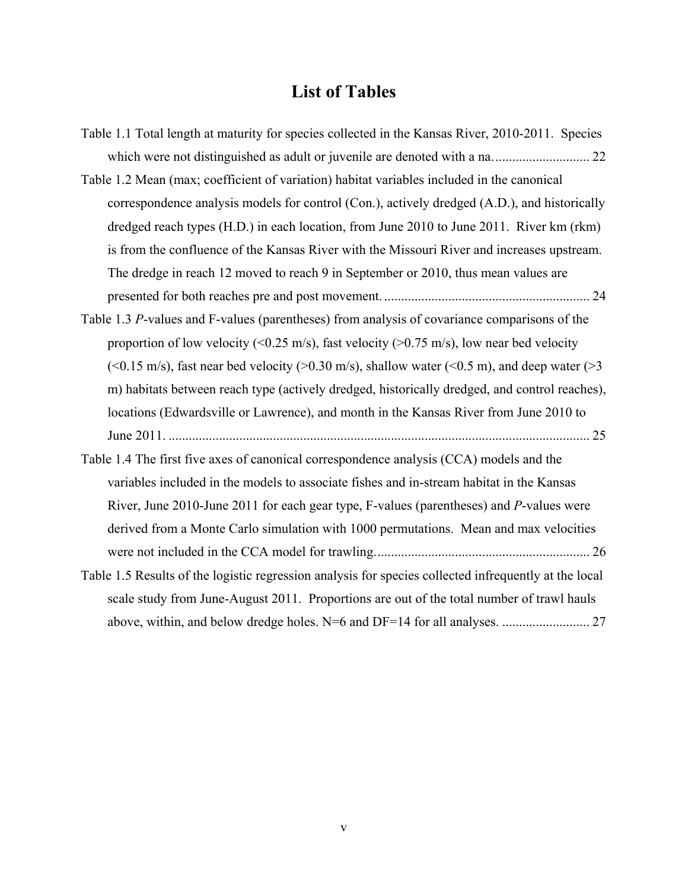# List of Tables

Table 1.1 Total length at maturity for species collected in the Kansas River, 2010-2011. Species which were not distinguished as adult or juvenile are denoted with a na. ............................ 22

Table 1.2 Mean (max; coefficient of variation) habitat variables included in the canonical correspondence analysis models for control (Con.), actively dredged (A.D.), and historically dredged reach types (H.D.) in each location, from June 2010 to June 2011. River km (rkm) is from the confluence of the Kansas River with the Missouri River and increases upstream. The dredge in reach 12 moved to reach 9 in September or 2010, thus mean values are presented for both reaches pre and post movement. ............................................................ 24

Table 1.3 *P*-values and F-values (parentheses) from analysis of covariance comparisons of the proportion of low velocity (<0.25 m/s), fast velocity (>0.75 m/s), low near bed velocity (<0.15 m/s), fast near bed velocity (>0.30 m/s), shallow water (<0.5 m), and deep water (>3 m) habitats between reach type (actively dredged, historically dredged, and control reaches), locations (Edwardsville or Lawrence), and month in the Kansas River from June 2010 to June 2011. ........................................................................................................................... 25

Table 1.4 The first five axes of canonical correspondence analysis (CCA) models and the variables included in the models to associate fishes and in-stream habitat in the Kansas River, June 2010-June 2011 for each gear type, F-values (parentheses) and *P*-values were derived from a Monte Carlo simulation with 1000 permutations. Mean and max velocities were not included in the CCA model for trawling. .............................................................. 26

Table 1.5 Results of the logistic regression analysis for species collected infrequently at the local scale study from June-August 2011. Proportions are out of the total number of trawl hauls above, within, and below dredge holes. N=6 and DF=14 for all analyses. .......................... 27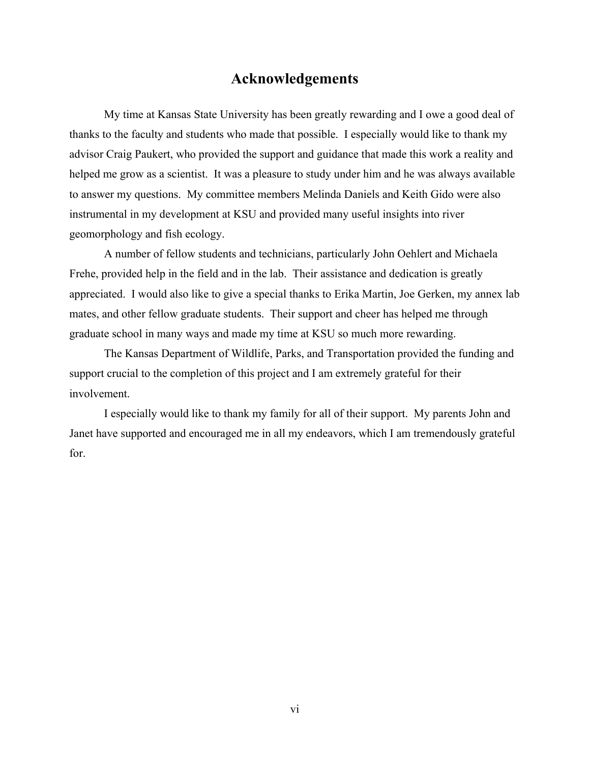# Acknowledgements

My time at Kansas State University has been greatly rewarding and I owe a good deal of thanks to the faculty and students who made that possible. I especially would like to thank my advisor Craig Paukert, who provided the support and guidance that made this work a reality and helped me grow as a scientist. It was a pleasure to study under him and he was always available to answer my questions. My committee members Melinda Daniels and Keith Gido were also instrumental in my development at KSU and provided many useful insights into river geomorphology and fish ecology.

A number of fellow students and technicians, particularly John Oehlert and Michaela Frehe, provided help in the field and in the lab. Their assistance and dedication is greatly appreciated. I would also like to give a special thanks to Erika Martin, Joe Gerken, my annex lab mates, and other fellow graduate students. Their support and cheer has helped me through graduate school in many ways and made my time at KSU so much more rewarding.

The Kansas Department of Wildlife, Parks, and Transportation provided the funding and support crucial to the completion of this project and I am extremely grateful for their involvement.

I especially would like to thank my family for all of their support. My parents John and Janet have supported and encouraged me in all my endeavors, which I am tremendously grateful for.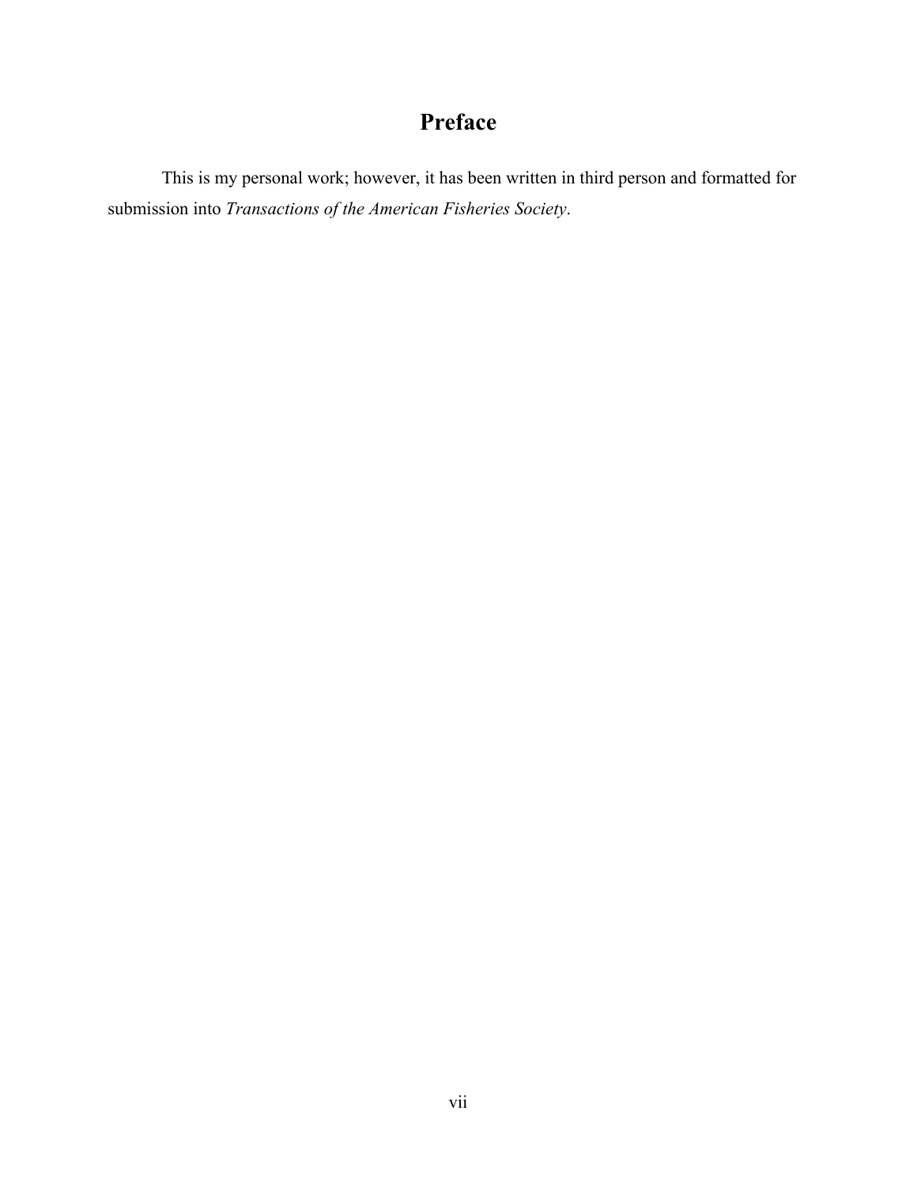# Preface

This is my personal work; however, it has been written in third person and formatted for submission into *Transactions of the American Fisheries Society*.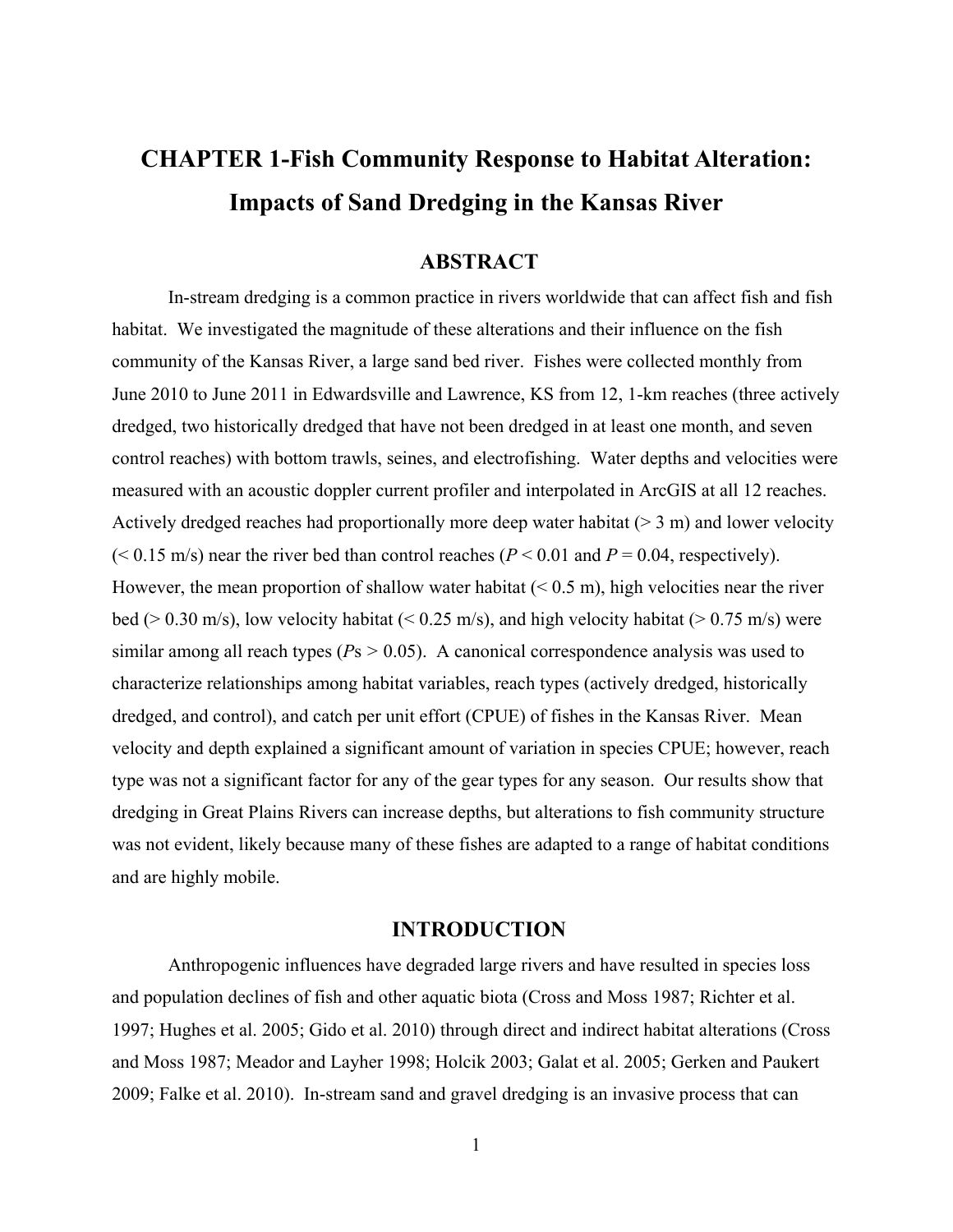# CHAPTER 1-Fish Community Response to Habitat Alteration: Impacts of Sand Dredging in the Kansas River

## ABSTRACT

In-stream dredging is a common practice in rivers worldwide that can affect fish and fish habitat. We investigated the magnitude of these alterations and their influence on the fish community of the Kansas River, a large sand bed river. Fishes were collected monthly from June 2010 to June 2011 in Edwardsville and Lawrence, KS from 12, 1-km reaches (three actively dredged, two historically dredged that have not been dredged in at least one month, and seven control reaches) with bottom trawls, seines, and electrofishing. Water depths and velocities were measured with an acoustic doppler current profiler and interpolated in ArcGIS at all 12 reaches. Actively dredged reaches had proportionally more deep water habitat (> 3 m) and lower velocity (< 0.15 m/s) near the river bed than control reaches ($P < 0.01$ and $P = 0.04$, respectively). However, the mean proportion of shallow water habitat (< 0.5 m), high velocities near the river bed (> 0.30 m/s), low velocity habitat (< 0.25 m/s), and high velocity habitat (> 0.75 m/s) were similar among all reach types (*P*s > 0.05). A canonical correspondence analysis was used to characterize relationships among habitat variables, reach types (actively dredged, historically dredged, and control), and catch per unit effort (CPUE) of fishes in the Kansas River. Mean velocity and depth explained a significant amount of variation in species CPUE; however, reach type was not a significant factor for any of the gear types for any season. Our results show that dredging in Great Plains Rivers can increase depths, but alterations to fish community structure was not evident, likely because many of these fishes are adapted to a range of habitat conditions and are highly mobile.

## INTRODUCTION

Anthropogenic influences have degraded large rivers and have resulted in species loss and population declines of fish and other aquatic biota (Cross and Moss 1987; Richter et al. 1997; Hughes et al. 2005; Gido et al. 2010) through direct and indirect habitat alterations (Cross and Moss 1987; Meador and Layher 1998; Holcik 2003; Galat et al. 2005; Gerken and Paukert 2009; Falke et al. 2010). In-stream sand and gravel dredging is an invasive process that can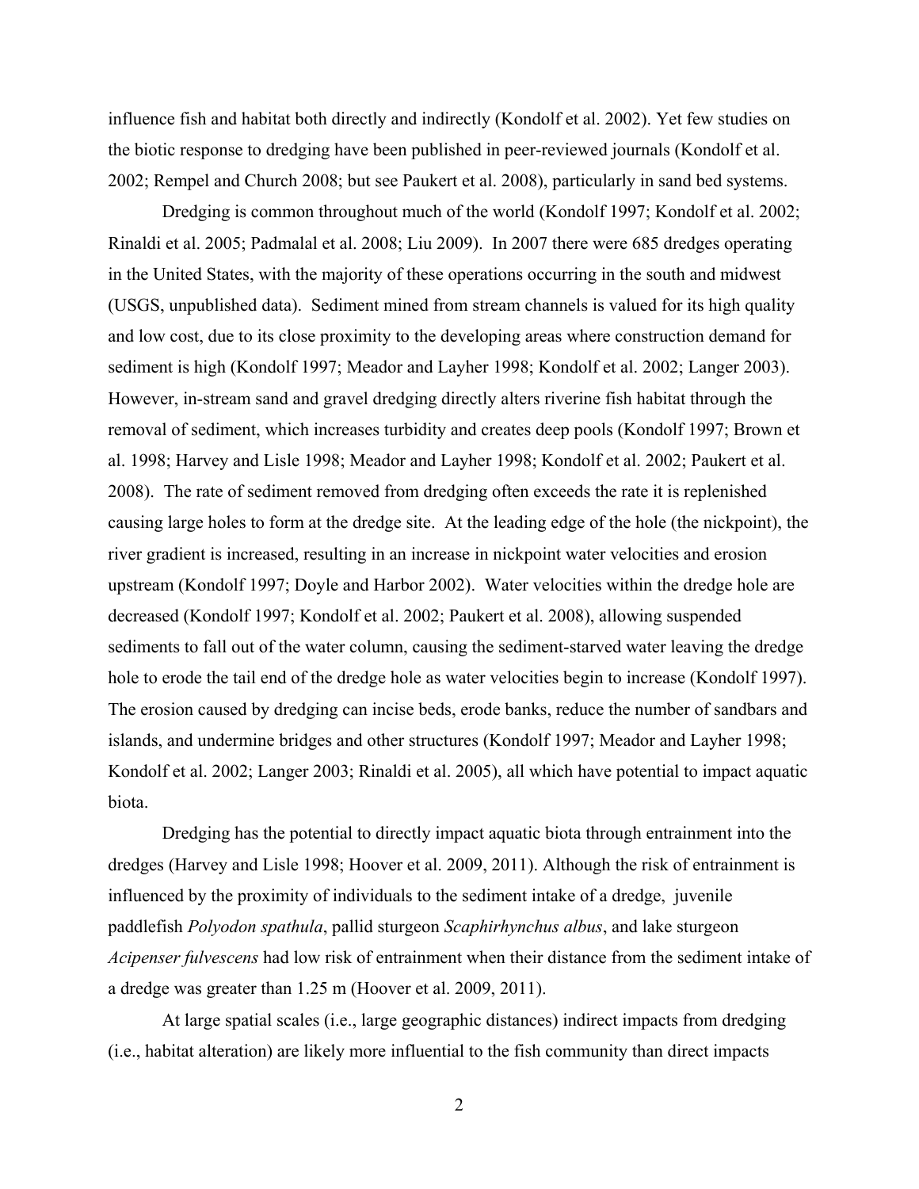influence fish and habitat both directly and indirectly (Kondolf et al. 2002). Yet few studies on the biotic response to dredging have been published in peer-reviewed journals (Kondolf et al. 2002; Rempel and Church 2008; but see Paukert et al. 2008), particularly in sand bed systems.

Dredging is common throughout much of the world (Kondolf 1997; Kondolf et al. 2002; Rinaldi et al. 2005; Padmalal et al. 2008; Liu 2009). In 2007 there were 685 dredges operating in the United States, with the majority of these operations occurring in the south and midwest (USGS, unpublished data). Sediment mined from stream channels is valued for its high quality and low cost, due to its close proximity to the developing areas where construction demand for sediment is high (Kondolf 1997; Meador and Layher 1998; Kondolf et al. 2002; Langer 2003). However, in-stream sand and gravel dredging directly alters riverine fish habitat through the removal of sediment, which increases turbidity and creates deep pools (Kondolf 1997; Brown et al. 1998; Harvey and Lisle 1998; Meador and Layher 1998; Kondolf et al. 2002; Paukert et al. 2008). The rate of sediment removed from dredging often exceeds the rate it is replenished causing large holes to form at the dredge site. At the leading edge of the hole (the nickpoint), the river gradient is increased, resulting in an increase in nickpoint water velocities and erosion upstream (Kondolf 1997; Doyle and Harbor 2002). Water velocities within the dredge hole are decreased (Kondolf 1997; Kondolf et al. 2002; Paukert et al. 2008), allowing suspended sediments to fall out of the water column, causing the sediment-starved water leaving the dredge hole to erode the tail end of the dredge hole as water velocities begin to increase (Kondolf 1997). The erosion caused by dredging can incise beds, erode banks, reduce the number of sandbars and islands, and undermine bridges and other structures (Kondolf 1997; Meador and Layher 1998; Kondolf et al. 2002; Langer 2003; Rinaldi et al. 2005), all which have potential to impact aquatic biota.

Dredging has the potential to directly impact aquatic biota through entrainment into the dredges (Harvey and Lisle 1998; Hoover et al. 2009, 2011). Although the risk of entrainment is influenced by the proximity of individuals to the sediment intake of a dredge, juvenile paddlefish *Polyodon spathula*, pallid sturgeon *Scaphirhynchus albus*, and lake sturgeon *Acipenser fulvescens* had low risk of entrainment when their distance from the sediment intake of a dredge was greater than 1.25 m (Hoover et al. 2009, 2011).

At large spatial scales (i.e., large geographic distances) indirect impacts from dredging (i.e., habitat alteration) are likely more influential to the fish community than direct impacts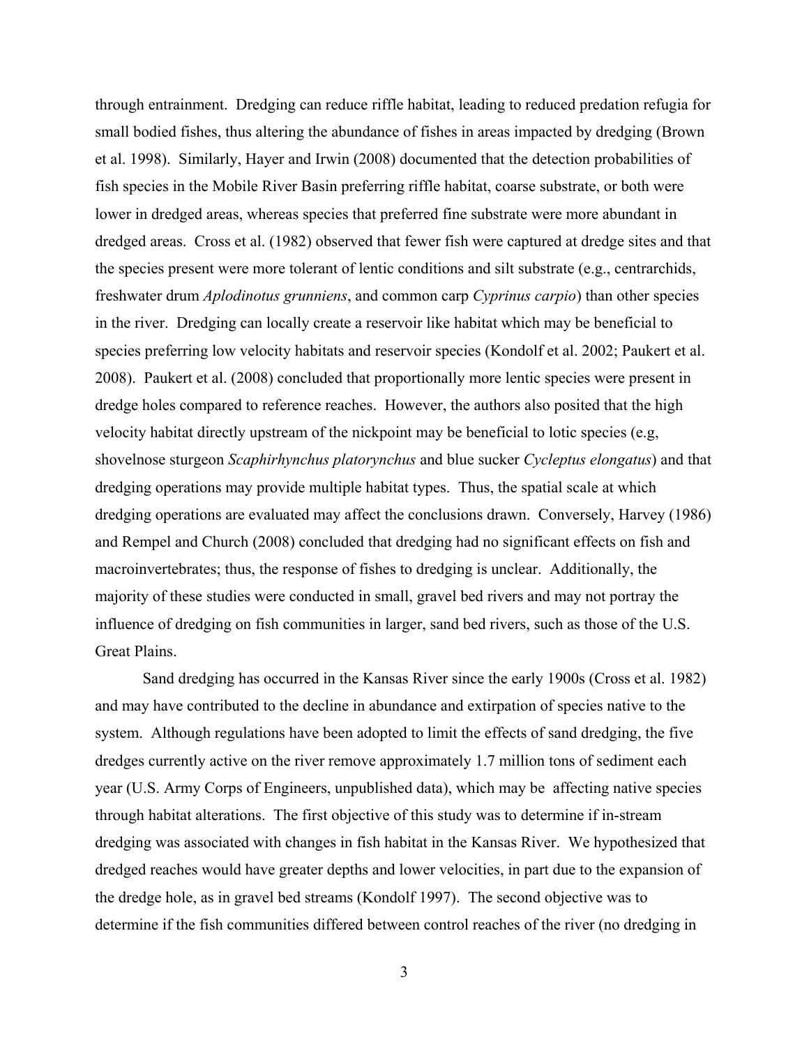through entrainment. Dredging can reduce riffle habitat, leading to reduced predation refugia for small bodied fishes, thus altering the abundance of fishes in areas impacted by dredging (Brown et al. 1998). Similarly, Hayer and Irwin (2008) documented that the detection probabilities of fish species in the Mobile River Basin preferring riffle habitat, coarse substrate, or both were lower in dredged areas, whereas species that preferred fine substrate were more abundant in dredged areas. Cross et al. (1982) observed that fewer fish were captured at dredge sites and that the species present were more tolerant of lentic conditions and silt substrate (e.g., centrarchids, freshwater drum *Aplodinotus grunniens*, and common carp *Cyprinus carpio*) than other species in the river. Dredging can locally create a reservoir like habitat which may be beneficial to species preferring low velocity habitats and reservoir species (Kondolf et al. 2002; Paukert et al. 2008). Paukert et al. (2008) concluded that proportionally more lentic species were present in dredge holes compared to reference reaches. However, the authors also posited that the high velocity habitat directly upstream of the nickpoint may be beneficial to lotic species (e.g, shovelnose sturgeon *Scaphirhynchus platorynchus* and blue sucker *Cycleptus elongatus*) and that dredging operations may provide multiple habitat types. Thus, the spatial scale at which dredging operations are evaluated may affect the conclusions drawn. Conversely, Harvey (1986) and Rempel and Church (2008) concluded that dredging had no significant effects on fish and macroinvertebrates; thus, the response of fishes to dredging is unclear. Additionally, the majority of these studies were conducted in small, gravel bed rivers and may not portray the influence of dredging on fish communities in larger, sand bed rivers, such as those of the U.S. Great Plains.

Sand dredging has occurred in the Kansas River since the early 1900s (Cross et al. 1982) and may have contributed to the decline in abundance and extirpation of species native to the system. Although regulations have been adopted to limit the effects of sand dredging, the five dredges currently active on the river remove approximately 1.7 million tons of sediment each year (U.S. Army Corps of Engineers, unpublished data), which may be affecting native species through habitat alterations. The first objective of this study was to determine if in-stream dredging was associated with changes in fish habitat in the Kansas River. We hypothesized that dredged reaches would have greater depths and lower velocities, in part due to the expansion of the dredge hole, as in gravel bed streams (Kondolf 1997). The second objective was to determine if the fish communities differed between control reaches of the river (no dredging in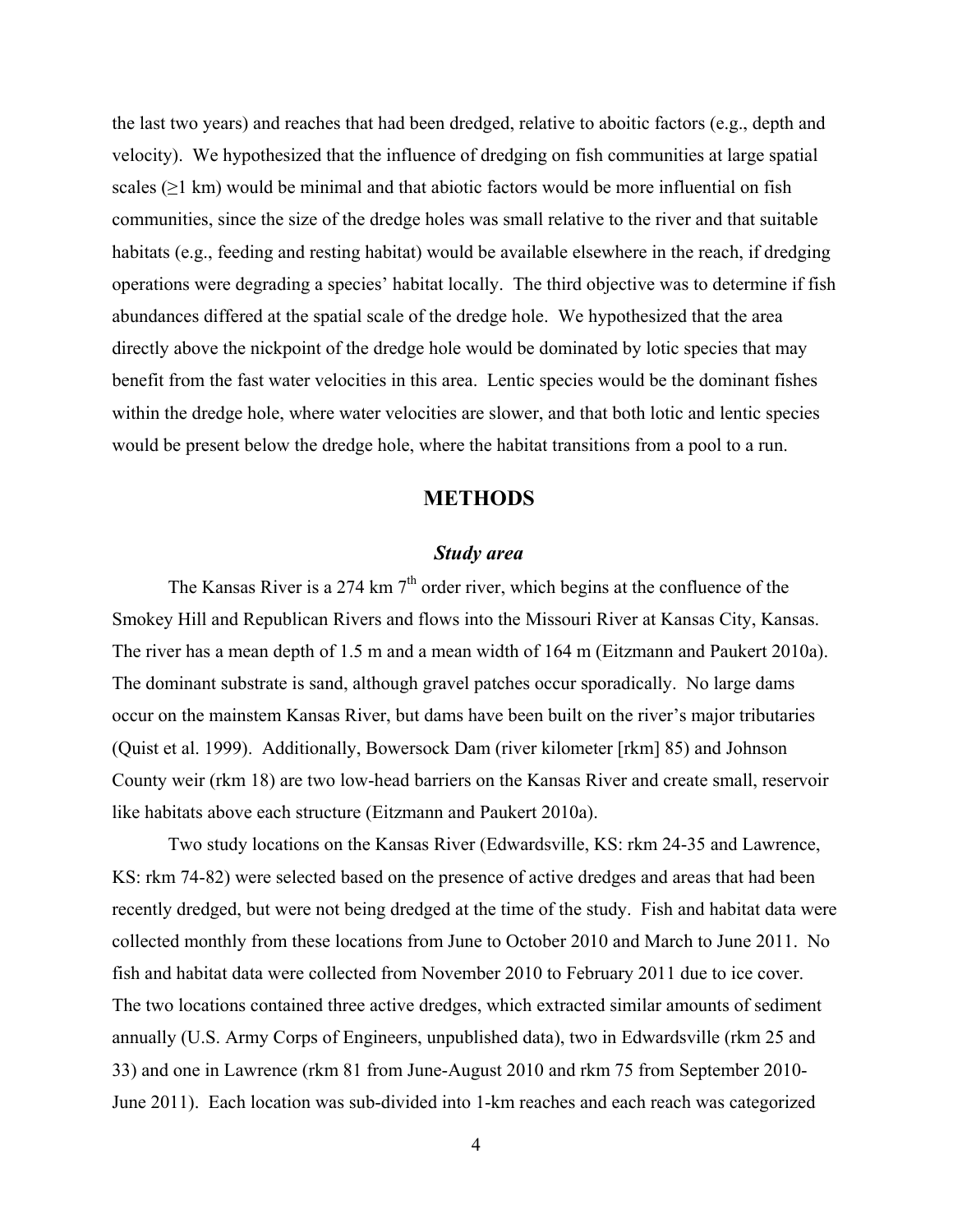the last two years) and reaches that had been dredged, relative to aboitic factors (e.g., depth and velocity). We hypothesized that the influence of dredging on fish communities at large spatial scales (≥1 km) would be minimal and that abiotic factors would be more influential on fish communities, since the size of the dredge holes was small relative to the river and that suitable habitats (e.g., feeding and resting habitat) would be available elsewhere in the reach, if dredging operations were degrading a species' habitat locally. The third objective was to determine if fish abundances differed at the spatial scale of the dredge hole. We hypothesized that the area directly above the nickpoint of the dredge hole would be dominated by lotic species that may benefit from the fast water velocities in this area. Lentic species would be the dominant fishes within the dredge hole, where water velocities are slower, and that both lotic and lentic species would be present below the dredge hole, where the habitat transitions from a pool to a run.

## METHODS

### *Study area*

The Kansas River is a 274 km 7$^{th}$ order river, which begins at the confluence of the Smokey Hill and Republican Rivers and flows into the Missouri River at Kansas City, Kansas. The river has a mean depth of 1.5 m and a mean width of 164 m (Eitzmann and Paukert 2010a). The dominant substrate is sand, although gravel patches occur sporadically. No large dams occur on the mainstem Kansas River, but dams have been built on the river's major tributaries (Quist et al. 1999). Additionally, Bowersock Dam (river kilometer [rkm] 85) and Johnson County weir (rkm 18) are two low-head barriers on the Kansas River and create small, reservoir like habitats above each structure (Eitzmann and Paukert 2010a).

Two study locations on the Kansas River (Edwardsville, KS: rkm 24-35 and Lawrence, KS: rkm 74-82) were selected based on the presence of active dredges and areas that had been recently dredged, but were not being dredged at the time of the study. Fish and habitat data were collected monthly from these locations from June to October 2010 and March to June 2011. No fish and habitat data were collected from November 2010 to February 2011 due to ice cover. The two locations contained three active dredges, which extracted similar amounts of sediment annually (U.S. Army Corps of Engineers, unpublished data), two in Edwardsville (rkm 25 and 33) and one in Lawrence (rkm 81 from June-August 2010 and rkm 75 from September 2010-June 2011). Each location was sub-divided into 1-km reaches and each reach was categorized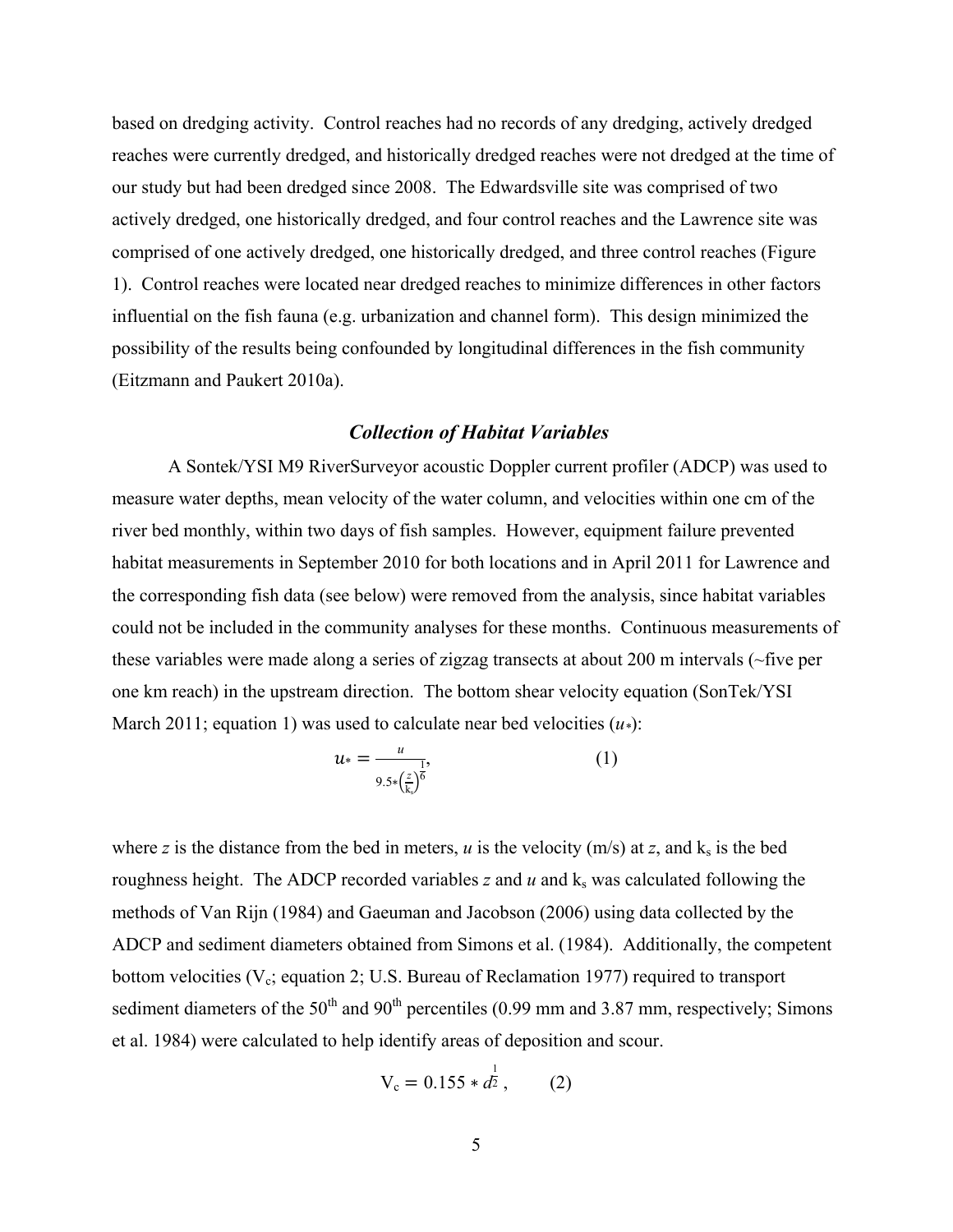based on dredging activity. Control reaches had no records of any dredging, actively dredged reaches were currently dredged, and historically dredged reaches were not dredged at the time of our study but had been dredged since 2008. The Edwardsville site was comprised of two actively dredged, one historically dredged, and four control reaches and the Lawrence site was comprised of one actively dredged, one historically dredged, and three control reaches (Figure 1). Control reaches were located near dredged reaches to minimize differences in other factors influential on the fish fauna (e.g. urbanization and channel form). This design minimized the possibility of the results being confounded by longitudinal differences in the fish community (Eitzmann and Paukert 2010a).

### *Collection of Habitat Variables*

A Sontek/YSI M9 RiverSurveyor acoustic Doppler current profiler (ADCP) was used to measure water depths, mean velocity of the water column, and velocities within one cm of the river bed monthly, within two days of fish samples. However, equipment failure prevented habitat measurements in September 2010 for both locations and in April 2011 for Lawrence and the corresponding fish data (see below) were removed from the analysis, since habitat variables could not be included in the community analyses for these months. Continuous measurements of these variables were made along a series of zigzag transects at about 200 m intervals (~five per one km reach) in the upstream direction. The bottom shear velocity equation (SonTek/YSI March 2011; equation 1) was used to calculate near bed velocities ($u_*$):

$$u_* = \frac{u}{9.5 * \left(\frac{z}{k_s}\right)^{\frac{1}{6}}}, \qquad (1)$$

where $z$ is the distance from the bed in meters, $u$ is the velocity (m/s) at $z$, and $k_s$ is the bed roughness height. The ADCP recorded variables $z$ and $u$ and $k_s$ was calculated following the methods of Van Rijn (1984) and Gaeuman and Jacobson (2006) using data collected by the ADCP and sediment diameters obtained from Simons et al. (1984). Additionally, the competent bottom velocities ($V_c$; equation 2; U.S. Bureau of Reclamation 1977) required to transport sediment diameters of the 50th and 90th percentiles (0.99 mm and 3.87 mm, respectively; Simons et al. 1984) were calculated to help identify areas of deposition and scour.

$$V_c = 0.155 * d^{\frac{1}{2}}, \qquad (2)$$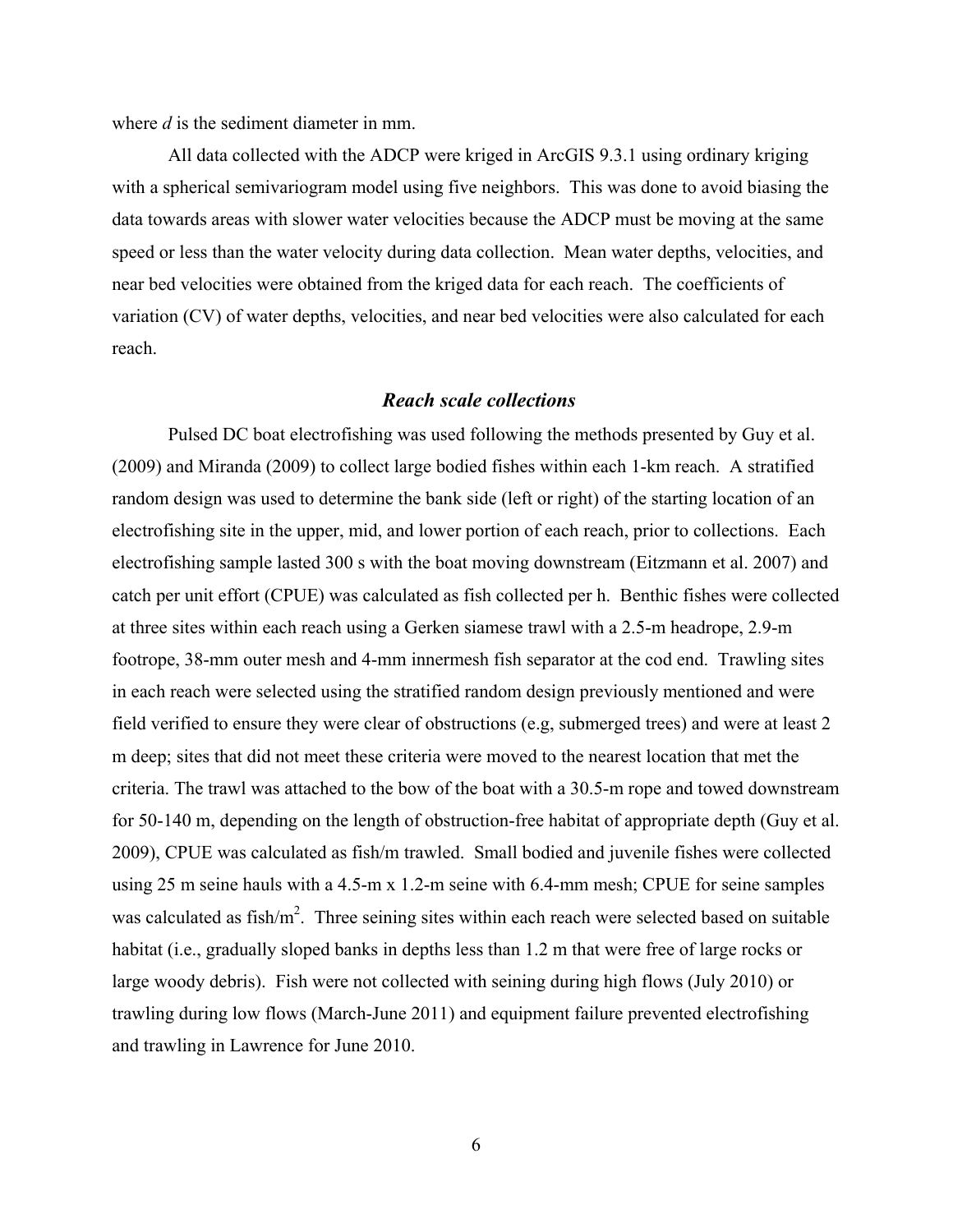where *d* is the sediment diameter in mm.

All data collected with the ADCP were kriged in ArcGIS 9.3.1 using ordinary kriging with a spherical semivariogram model using five neighbors. This was done to avoid biasing the data towards areas with slower water velocities because the ADCP must be moving at the same speed or less than the water velocity during data collection. Mean water depths, velocities, and near bed velocities were obtained from the kriged data for each reach. The coefficients of variation (CV) of water depths, velocities, and near bed velocities were also calculated for each reach.

### *Reach scale collections*

Pulsed DC boat electrofishing was used following the methods presented by Guy et al. (2009) and Miranda (2009) to collect large bodied fishes within each 1-km reach. A stratified random design was used to determine the bank side (left or right) of the starting location of an electrofishing site in the upper, mid, and lower portion of each reach, prior to collections. Each electrofishing sample lasted 300 s with the boat moving downstream (Eitzmann et al. 2007) and catch per unit effort (CPUE) was calculated as fish collected per h. Benthic fishes were collected at three sites within each reach using a Gerken siamese trawl with a 2.5-m headrope, 2.9-m footrope, 38-mm outer mesh and 4-mm innermesh fish separator at the cod end. Trawling sites in each reach were selected using the stratified random design previously mentioned and were field verified to ensure they were clear of obstructions (e.g, submerged trees) and were at least 2 m deep; sites that did not meet these criteria were moved to the nearest location that met the criteria. The trawl was attached to the bow of the boat with a 30.5-m rope and towed downstream for 50-140 m, depending on the length of obstruction-free habitat of appropriate depth (Guy et al. 2009), CPUE was calculated as fish/m trawled. Small bodied and juvenile fishes were collected using 25 m seine hauls with a 4.5-m x 1.2-m seine with 6.4-mm mesh; CPUE for seine samples was calculated as fish/m$^2$. Three seining sites within each reach were selected based on suitable habitat (i.e., gradually sloped banks in depths less than 1.2 m that were free of large rocks or large woody debris). Fish were not collected with seining during high flows (July 2010) or trawling during low flows (March-June 2011) and equipment failure prevented electrofishing and trawling in Lawrence for June 2010.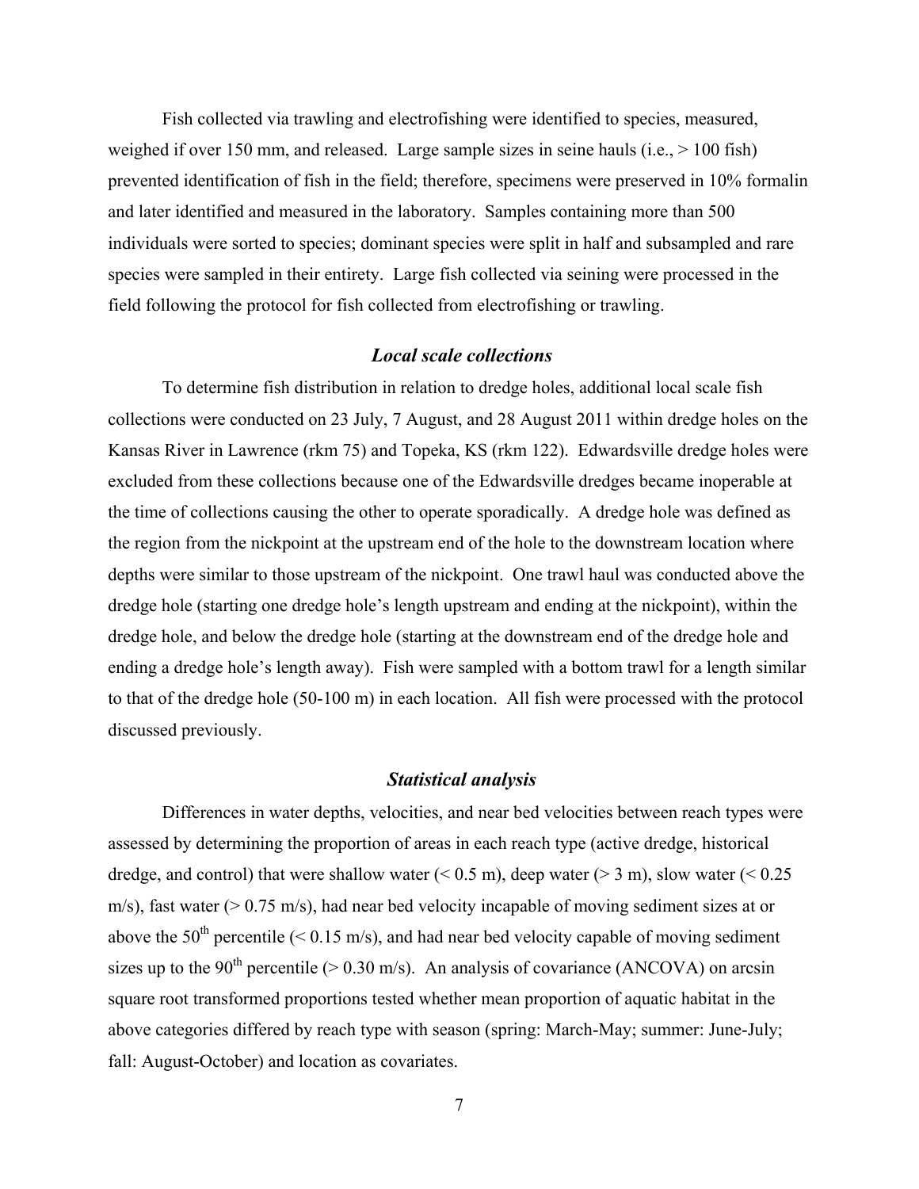Fish collected via trawling and electrofishing were identified to species, measured, weighed if over 150 mm, and released. Large sample sizes in seine hauls (i.e., > 100 fish) prevented identification of fish in the field; therefore, specimens were preserved in 10% formalin and later identified and measured in the laboratory. Samples containing more than 500 individuals were sorted to species; dominant species were split in half and subsampled and rare species were sampled in their entirety. Large fish collected via seining were processed in the field following the protocol for fish collected from electrofishing or trawling.

### *Local scale collections*

To determine fish distribution in relation to dredge holes, additional local scale fish collections were conducted on 23 July, 7 August, and 28 August 2011 within dredge holes on the Kansas River in Lawrence (rkm 75) and Topeka, KS (rkm 122). Edwardsville dredge holes were excluded from these collections because one of the Edwardsville dredges became inoperable at the time of collections causing the other to operate sporadically. A dredge hole was defined as the region from the nickpoint at the upstream end of the hole to the downstream location where depths were similar to those upstream of the nickpoint. One trawl haul was conducted above the dredge hole (starting one dredge hole's length upstream and ending at the nickpoint), within the dredge hole, and below the dredge hole (starting at the downstream end of the dredge hole and ending a dredge hole's length away). Fish were sampled with a bottom trawl for a length similar to that of the dredge hole (50-100 m) in each location. All fish were processed with the protocol discussed previously.

### *Statistical analysis*

Differences in water depths, velocities, and near bed velocities between reach types were assessed by determining the proportion of areas in each reach type (active dredge, historical dredge, and control) that were shallow water (< 0.5 m), deep water (> 3 m), slow water (< 0.25 m/s), fast water (> 0.75 m/s), had near bed velocity incapable of moving sediment sizes at or above the $50^{th}$ percentile (< 0.15 m/s), and had near bed velocity capable of moving sediment sizes up to the $90^{th}$ percentile (> 0.30 m/s). An analysis of covariance (ANCOVA) on arcsin square root transformed proportions tested whether mean proportion of aquatic habitat in the above categories differed by reach type with season (spring: March-May; summer: June-July; fall: August-October) and location as covariates.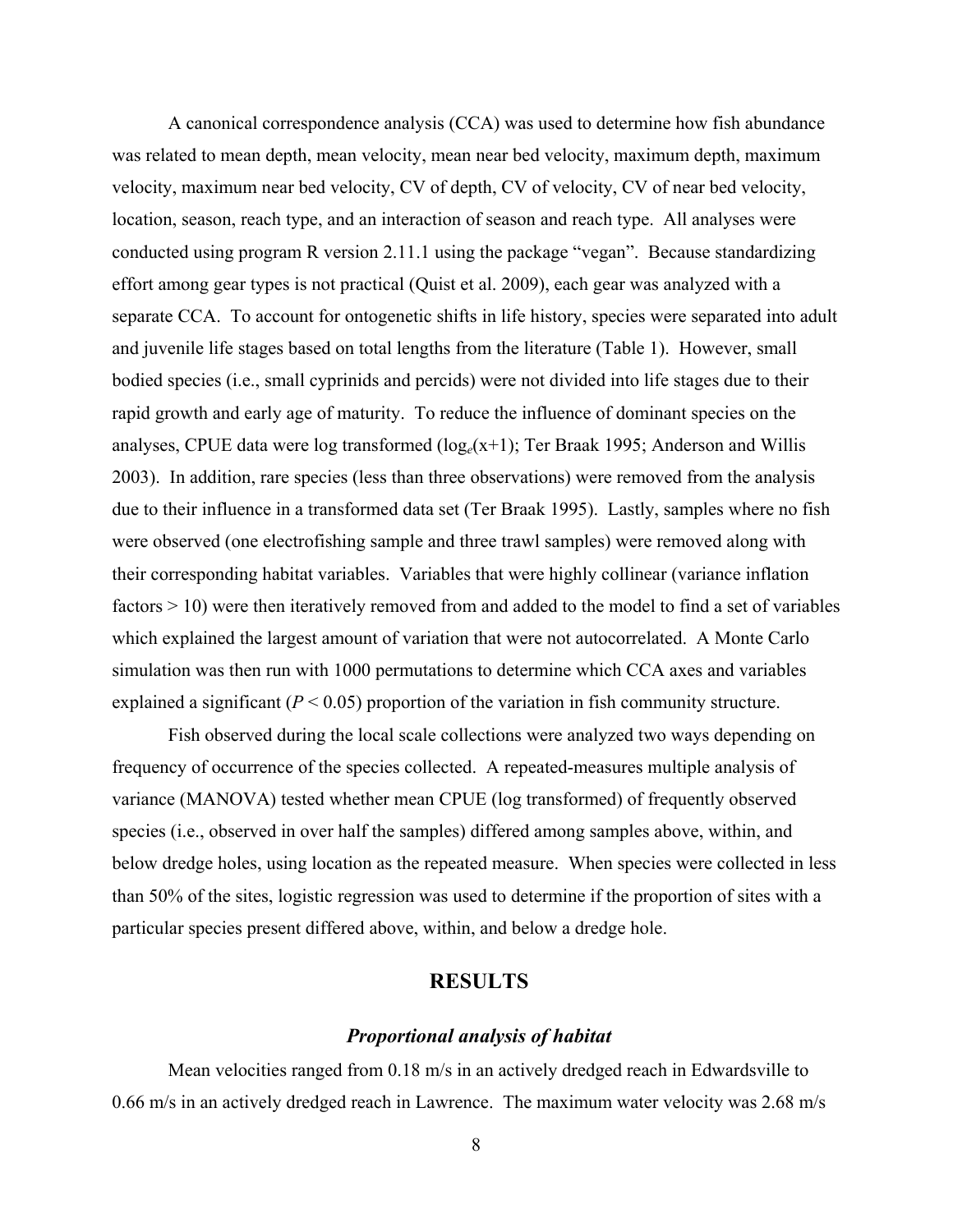A canonical correspondence analysis (CCA) was used to determine how fish abundance was related to mean depth, mean velocity, mean near bed velocity, maximum depth, maximum velocity, maximum near bed velocity, CV of depth, CV of velocity, CV of near bed velocity, location, season, reach type, and an interaction of season and reach type. All analyses were conducted using program R version 2.11.1 using the package "vegan". Because standardizing effort among gear types is not practical (Quist et al. 2009), each gear was analyzed with a separate CCA. To account for ontogenetic shifts in life history, species were separated into adult and juvenile life stages based on total lengths from the literature (Table 1). However, small bodied species (i.e., small cyprinids and percids) were not divided into life stages due to their rapid growth and early age of maturity. To reduce the influence of dominant species on the analyses, CPUE data were log transformed ($\log_e(x+1)$; Ter Braak 1995; Anderson and Willis 2003). In addition, rare species (less than three observations) were removed from the analysis due to their influence in a transformed data set (Ter Braak 1995). Lastly, samples where no fish were observed (one electrofishing sample and three trawl samples) were removed along with their corresponding habitat variables. Variables that were highly collinear (variance inflation factors > 10) were then iteratively removed from and added to the model to find a set of variables which explained the largest amount of variation that were not autocorrelated. A Monte Carlo simulation was then run with 1000 permutations to determine which CCA axes and variables explained a significant ($P < 0.05$) proportion of the variation in fish community structure.

Fish observed during the local scale collections were analyzed two ways depending on frequency of occurrence of the species collected. A repeated-measures multiple analysis of variance (MANOVA) tested whether mean CPUE (log transformed) of frequently observed species (i.e., observed in over half the samples) differed among samples above, within, and below dredge holes, using location as the repeated measure. When species were collected in less than 50% of the sites, logistic regression was used to determine if the proportion of sites with a particular species present differed above, within, and below a dredge hole.

## RESULTS

### *Proportional analysis of habitat*

Mean velocities ranged from 0.18 m/s in an actively dredged reach in Edwardsville to 0.66 m/s in an actively dredged reach in Lawrence. The maximum water velocity was 2.68 m/s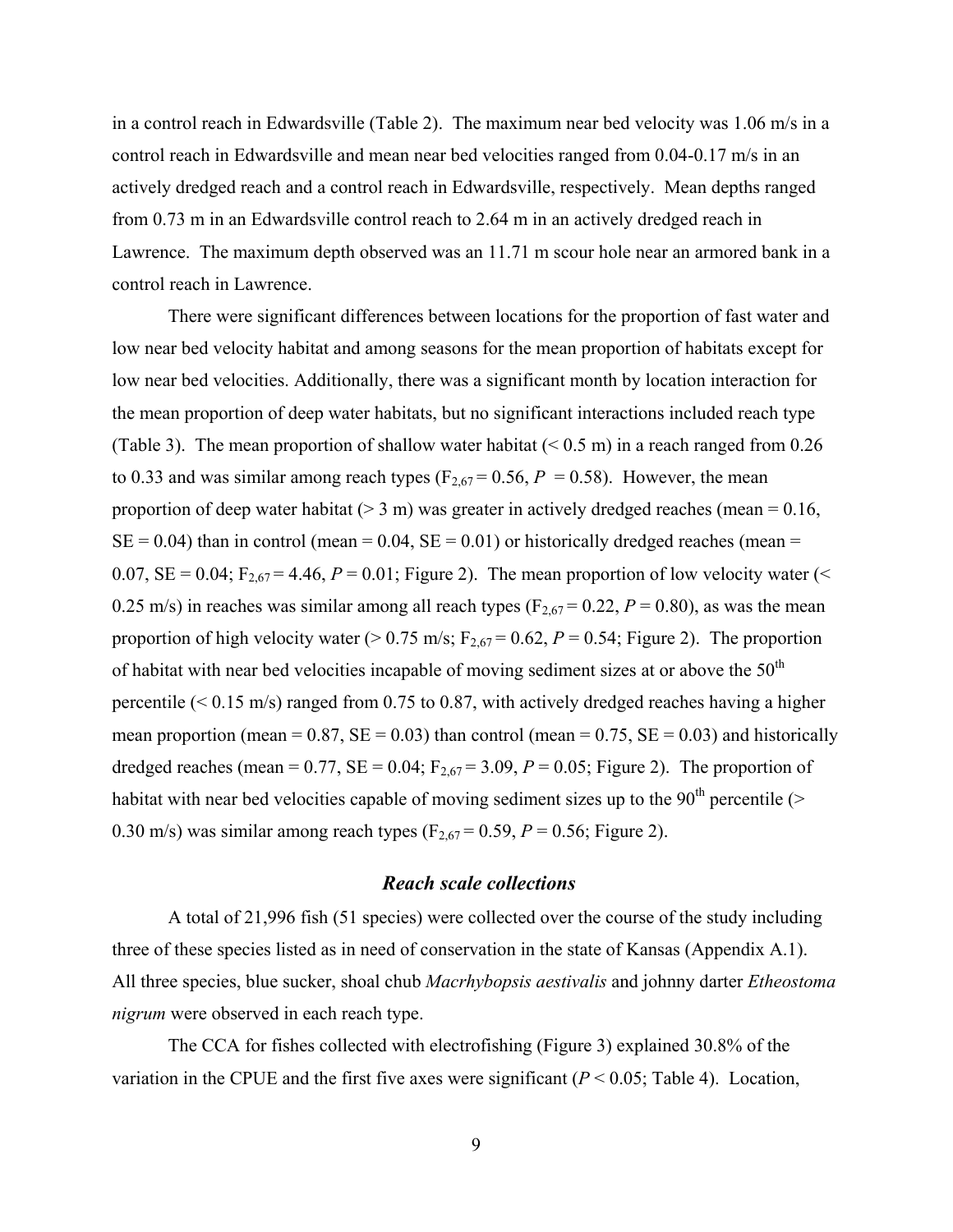in a control reach in Edwardsville (Table 2). The maximum near bed velocity was 1.06 m/s in a control reach in Edwardsville and mean near bed velocities ranged from 0.04-0.17 m/s in an actively dredged reach and a control reach in Edwardsville, respectively. Mean depths ranged from 0.73 m in an Edwardsville control reach to 2.64 m in an actively dredged reach in Lawrence. The maximum depth observed was an 11.71 m scour hole near an armored bank in a control reach in Lawrence.

There were significant differences between locations for the proportion of fast water and low near bed velocity habitat and among seasons for the mean proportion of habitats except for low near bed velocities. Additionally, there was a significant month by location interaction for the mean proportion of deep water habitats, but no significant interactions included reach type (Table 3). The mean proportion of shallow water habitat (< 0.5 m) in a reach ranged from 0.26 to 0.33 and was similar among reach types ($F_{2,67} = 0.56$, $P = 0.58$). However, the mean proportion of deep water habitat (> 3 m) was greater in actively dredged reaches (mean = 0.16, SE = 0.04) than in control (mean = 0.04, SE = 0.01) or historically dredged reaches (mean = 0.07, SE = 0.04; $F_{2,67} = 4.46$, $P = 0.01$; Figure 2). The mean proportion of low velocity water (< 0.25 m/s) in reaches was similar among all reach types ($F_{2,67} = 0.22$, $P = 0.80$), as was the mean proportion of high velocity water (> 0.75 m/s; $F_{2,67} = 0.62$, $P = 0.54$; Figure 2). The proportion of habitat with near bed velocities incapable of moving sediment sizes at or above the 50$^{th}$ percentile (< 0.15 m/s) ranged from 0.75 to 0.87, with actively dredged reaches having a higher mean proportion (mean = 0.87, SE = 0.03) than control (mean = 0.75, SE = 0.03) and historically dredged reaches (mean = 0.77, SE = 0.04; $F_{2,67} = 3.09$, $P = 0.05$; Figure 2). The proportion of habitat with near bed velocities capable of moving sediment sizes up to the 90$^{th}$ percentile (> 0.30 m/s) was similar among reach types ($F_{2,67} = 0.59$, $P = 0.56$; Figure 2).

### *Reach scale collections*

A total of 21,996 fish (51 species) were collected over the course of the study including three of these species listed as in need of conservation in the state of Kansas (Appendix A.1). All three species, blue sucker, shoal chub *Macrhybopsis aestivalis* and johnny darter *Etheostoma nigrum* were observed in each reach type.

The CCA for fishes collected with electrofishing (Figure 3) explained 30.8% of the variation in the CPUE and the first five axes were significant ($P < 0.05$; Table 4). Location,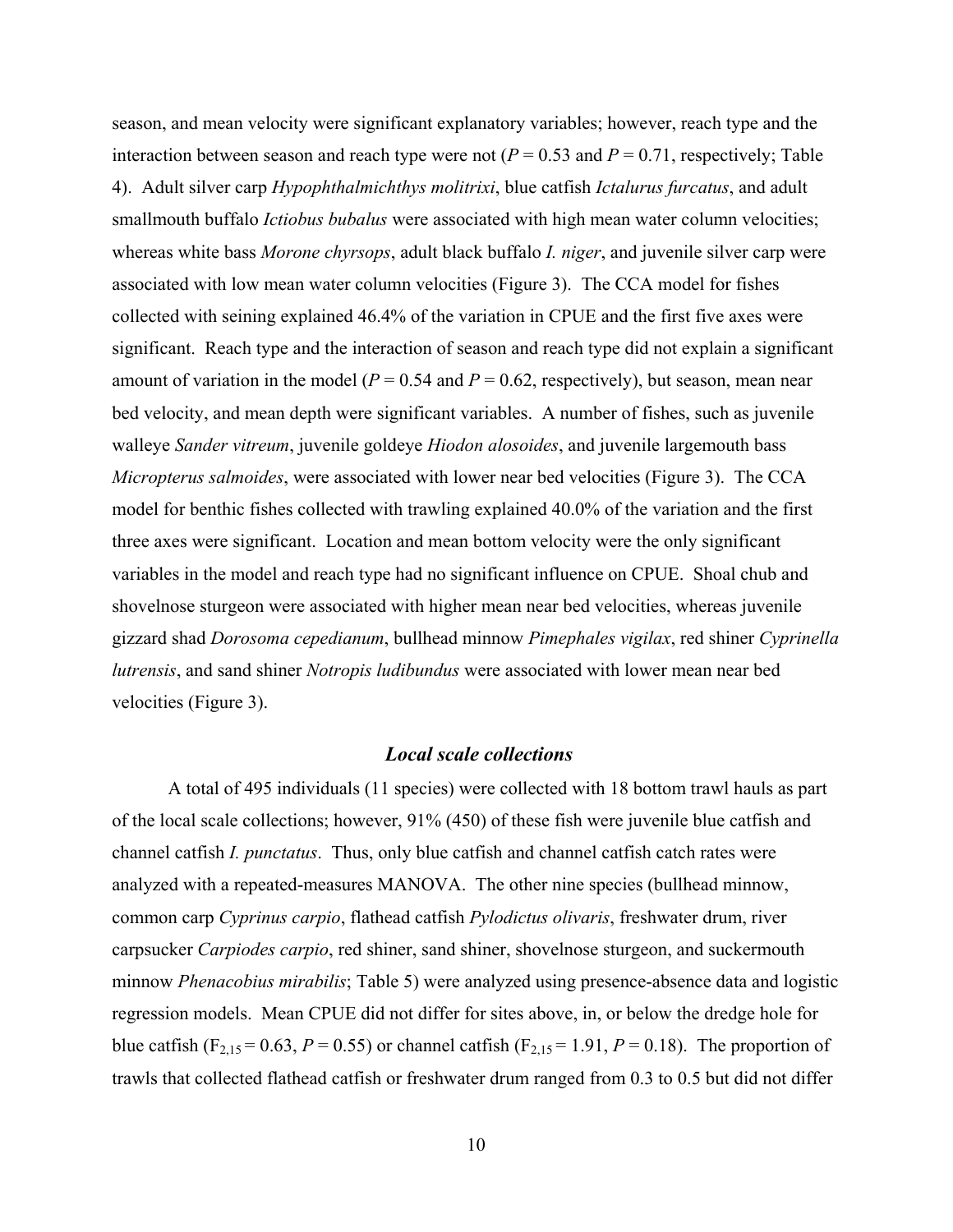season, and mean velocity were significant explanatory variables; however, reach type and the interaction between season and reach type were not ($P = 0.53$ and $P = 0.71$, respectively; Table 4). Adult silver carp *Hypophthalmichthys molitrixi*, blue catfish *Ictalurus furcatus*, and adult smallmouth buffalo *Ictiobus bubalus* were associated with high mean water column velocities; whereas white bass *Morone chyrsops*, adult black buffalo *I. niger*, and juvenile silver carp were associated with low mean water column velocities (Figure 3). The CCA model for fishes collected with seining explained 46.4% of the variation in CPUE and the first five axes were significant. Reach type and the interaction of season and reach type did not explain a significant amount of variation in the model ($P = 0.54$ and $P = 0.62$, respectively), but season, mean near bed velocity, and mean depth were significant variables. A number of fishes, such as juvenile walleye *Sander vitreum*, juvenile goldeye *Hiodon alosoides*, and juvenile largemouth bass *Micropterus salmoides*, were associated with lower near bed velocities (Figure 3). The CCA model for benthic fishes collected with trawling explained 40.0% of the variation and the first three axes were significant. Location and mean bottom velocity were the only significant variables in the model and reach type had no significant influence on CPUE. Shoal chub and shovelnose sturgeon were associated with higher mean near bed velocities, whereas juvenile gizzard shad *Dorosoma cepedianum*, bullhead minnow *Pimephales vigilax*, red shiner *Cyprinella lutrensis*, and sand shiner *Notropis ludibundus* were associated with lower mean near bed velocities (Figure 3).

### *Local scale collections*

A total of 495 individuals (11 species) were collected with 18 bottom trawl hauls as part of the local scale collections; however, 91% (450) of these fish were juvenile blue catfish and channel catfish *I. punctatus*. Thus, only blue catfish and channel catfish catch rates were analyzed with a repeated-measures MANOVA. The other nine species (bullhead minnow, common carp *Cyprinus carpio*, flathead catfish *Pylodictus olivaris*, freshwater drum, river carpsucker *Carpiodes carpio*, red shiner, sand shiner, shovelnose sturgeon, and suckermouth minnow *Phenacobius mirabilis*; Table 5) were analyzed using presence-absence data and logistic regression models. Mean CPUE did not differ for sites above, in, or below the dredge hole for blue catfish ($F_{2,15} = 0.63$, $P = 0.55$) or channel catfish ($F_{2,15} = 1.91$, $P = 0.18$). The proportion of trawls that collected flathead catfish or freshwater drum ranged from 0.3 to 0.5 but did not differ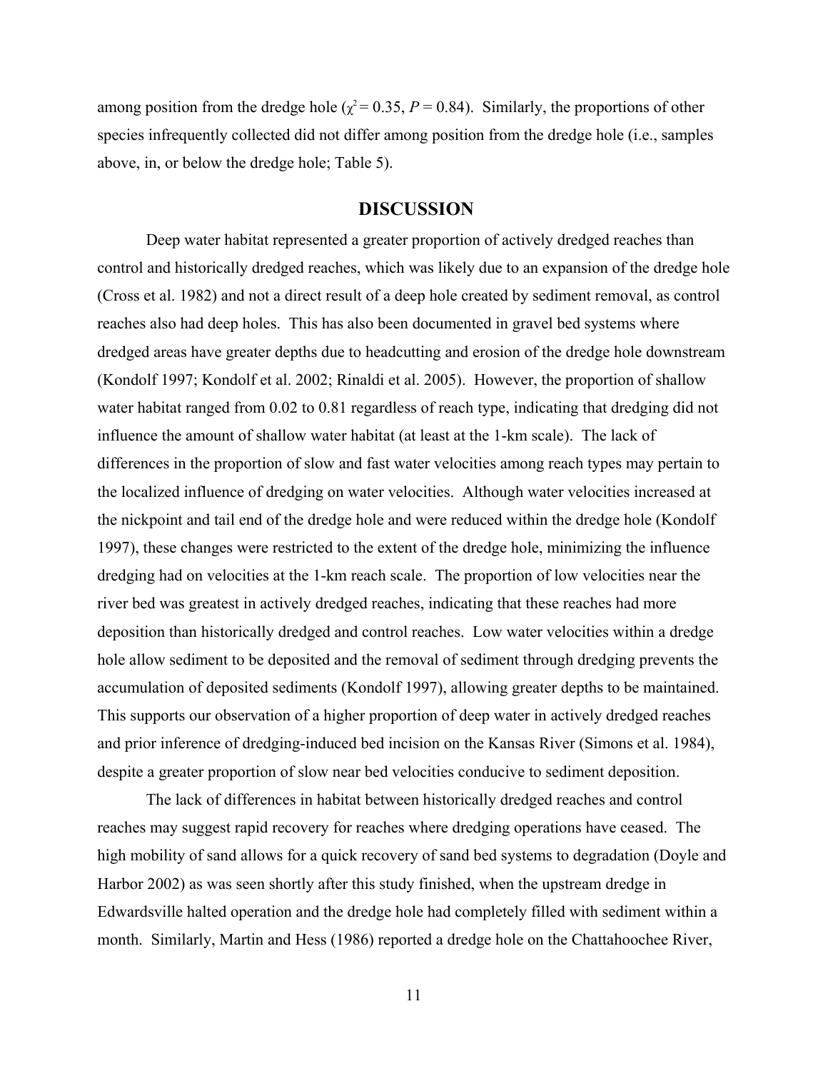among position from the dredge hole ($\chi^2 = 0.35$, $P = 0.84$). Similarly, the proportions of other species infrequently collected did not differ among position from the dredge hole (i.e., samples above, in, or below the dredge hole; Table 5).

## DISCUSSION

Deep water habitat represented a greater proportion of actively dredged reaches than control and historically dredged reaches, which was likely due to an expansion of the dredge hole (Cross et al. 1982) and not a direct result of a deep hole created by sediment removal, as control reaches also had deep holes. This has also been documented in gravel bed systems where dredged areas have greater depths due to headcutting and erosion of the dredge hole downstream (Kondolf 1997; Kondolf et al. 2002; Rinaldi et al. 2005). However, the proportion of shallow water habitat ranged from 0.02 to 0.81 regardless of reach type, indicating that dredging did not influence the amount of shallow water habitat (at least at the 1-km scale). The lack of differences in the proportion of slow and fast water velocities among reach types may pertain to the localized influence of dredging on water velocities. Although water velocities increased at the nickpoint and tail end of the dredge hole and were reduced within the dredge hole (Kondolf 1997), these changes were restricted to the extent of the dredge hole, minimizing the influence dredging had on velocities at the 1-km reach scale. The proportion of low velocities near the river bed was greatest in actively dredged reaches, indicating that these reaches had more deposition than historically dredged and control reaches. Low water velocities within a dredge hole allow sediment to be deposited and the removal of sediment through dredging prevents the accumulation of deposited sediments (Kondolf 1997), allowing greater depths to be maintained. This supports our observation of a higher proportion of deep water in actively dredged reaches and prior inference of dredging-induced bed incision on the Kansas River (Simons et al. 1984), despite a greater proportion of slow near bed velocities conducive to sediment deposition.

The lack of differences in habitat between historically dredged reaches and control reaches may suggest rapid recovery for reaches where dredging operations have ceased. The high mobility of sand allows for a quick recovery of sand bed systems to degradation (Doyle and Harbor 2002) as was seen shortly after this study finished, when the upstream dredge in Edwardsville halted operation and the dredge hole had completely filled with sediment within a month. Similarly, Martin and Hess (1986) reported a dredge hole on the Chattahoochee River,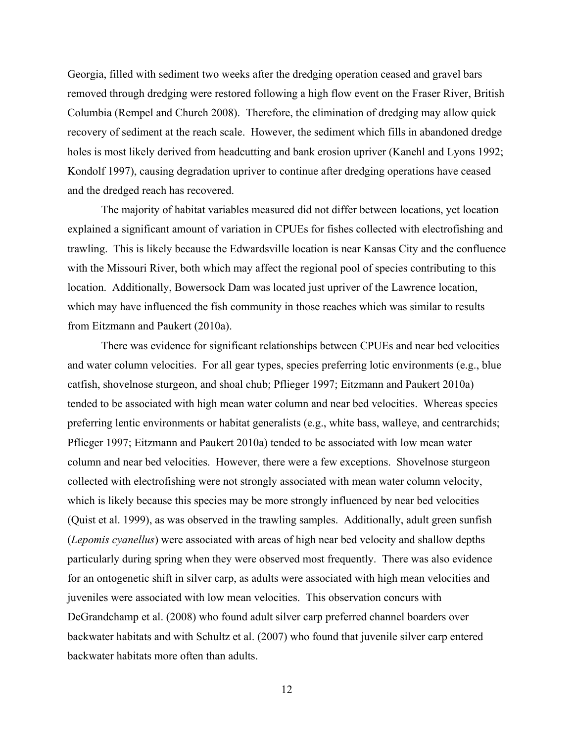Georgia, filled with sediment two weeks after the dredging operation ceased and gravel bars removed through dredging were restored following a high flow event on the Fraser River, British Columbia (Rempel and Church 2008). Therefore, the elimination of dredging may allow quick recovery of sediment at the reach scale. However, the sediment which fills in abandoned dredge holes is most likely derived from headcutting and bank erosion upriver (Kanehl and Lyons 1992; Kondolf 1997), causing degradation upriver to continue after dredging operations have ceased and the dredged reach has recovered.

The majority of habitat variables measured did not differ between locations, yet location explained a significant amount of variation in CPUEs for fishes collected with electrofishing and trawling. This is likely because the Edwardsville location is near Kansas City and the confluence with the Missouri River, both which may affect the regional pool of species contributing to this location. Additionally, Bowersock Dam was located just upriver of the Lawrence location, which may have influenced the fish community in those reaches which was similar to results from Eitzmann and Paukert (2010a).

There was evidence for significant relationships between CPUEs and near bed velocities and water column velocities. For all gear types, species preferring lotic environments (e.g., blue catfish, shovelnose sturgeon, and shoal chub; Pflieger 1997; Eitzmann and Paukert 2010a) tended to be associated with high mean water column and near bed velocities. Whereas species preferring lentic environments or habitat generalists (e.g., white bass, walleye, and centrarchids; Pflieger 1997; Eitzmann and Paukert 2010a) tended to be associated with low mean water column and near bed velocities. However, there were a few exceptions. Shovelnose sturgeon collected with electrofishing were not strongly associated with mean water column velocity, which is likely because this species may be more strongly influenced by near bed velocities (Quist et al. 1999), as was observed in the trawling samples. Additionally, adult green sunfish (*Lepomis cyanellus*) were associated with areas of high near bed velocity and shallow depths particularly during spring when they were observed most frequently. There was also evidence for an ontogenetic shift in silver carp, as adults were associated with high mean velocities and juveniles were associated with low mean velocities. This observation concurs with DeGrandchamp et al. (2008) who found adult silver carp preferred channel boarders over backwater habitats and with Schultz et al. (2007) who found that juvenile silver carp entered backwater habitats more often than adults.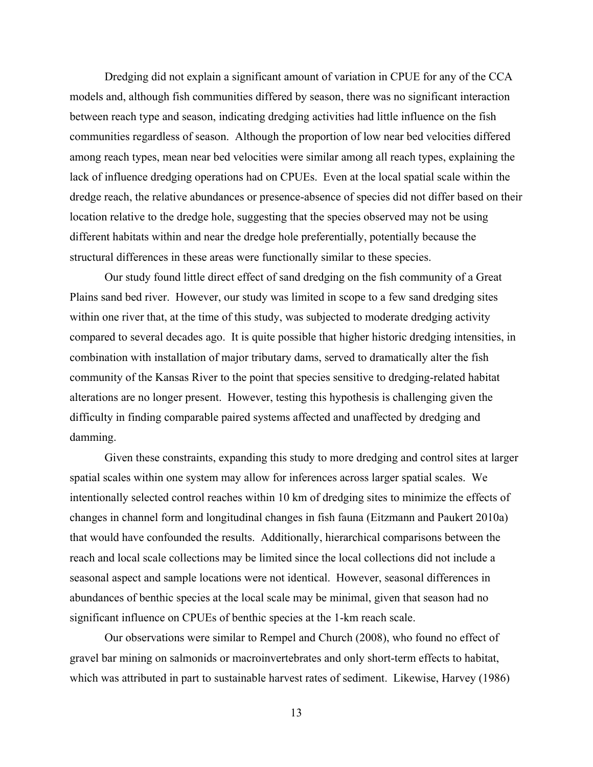Dredging did not explain a significant amount of variation in CPUE for any of the CCA models and, although fish communities differed by season, there was no significant interaction between reach type and season, indicating dredging activities had little influence on the fish communities regardless of season. Although the proportion of low near bed velocities differed among reach types, mean near bed velocities were similar among all reach types, explaining the lack of influence dredging operations had on CPUEs. Even at the local spatial scale within the dredge reach, the relative abundances or presence-absence of species did not differ based on their location relative to the dredge hole, suggesting that the species observed may not be using different habitats within and near the dredge hole preferentially, potentially because the structural differences in these areas were functionally similar to these species.

Our study found little direct effect of sand dredging on the fish community of a Great Plains sand bed river. However, our study was limited in scope to a few sand dredging sites within one river that, at the time of this study, was subjected to moderate dredging activity compared to several decades ago. It is quite possible that higher historic dredging intensities, in combination with installation of major tributary dams, served to dramatically alter the fish community of the Kansas River to the point that species sensitive to dredging-related habitat alterations are no longer present. However, testing this hypothesis is challenging given the difficulty in finding comparable paired systems affected and unaffected by dredging and damming.

Given these constraints, expanding this study to more dredging and control sites at larger spatial scales within one system may allow for inferences across larger spatial scales. We intentionally selected control reaches within 10 km of dredging sites to minimize the effects of changes in channel form and longitudinal changes in fish fauna (Eitzmann and Paukert 2010a) that would have confounded the results. Additionally, hierarchical comparisons between the reach and local scale collections may be limited since the local collections did not include a seasonal aspect and sample locations were not identical. However, seasonal differences in abundances of benthic species at the local scale may be minimal, given that season had no significant influence on CPUEs of benthic species at the 1-km reach scale.

Our observations were similar to Rempel and Church (2008), who found no effect of gravel bar mining on salmonids or macroinvertebrates and only short-term effects to habitat, which was attributed in part to sustainable harvest rates of sediment. Likewise, Harvey (1986)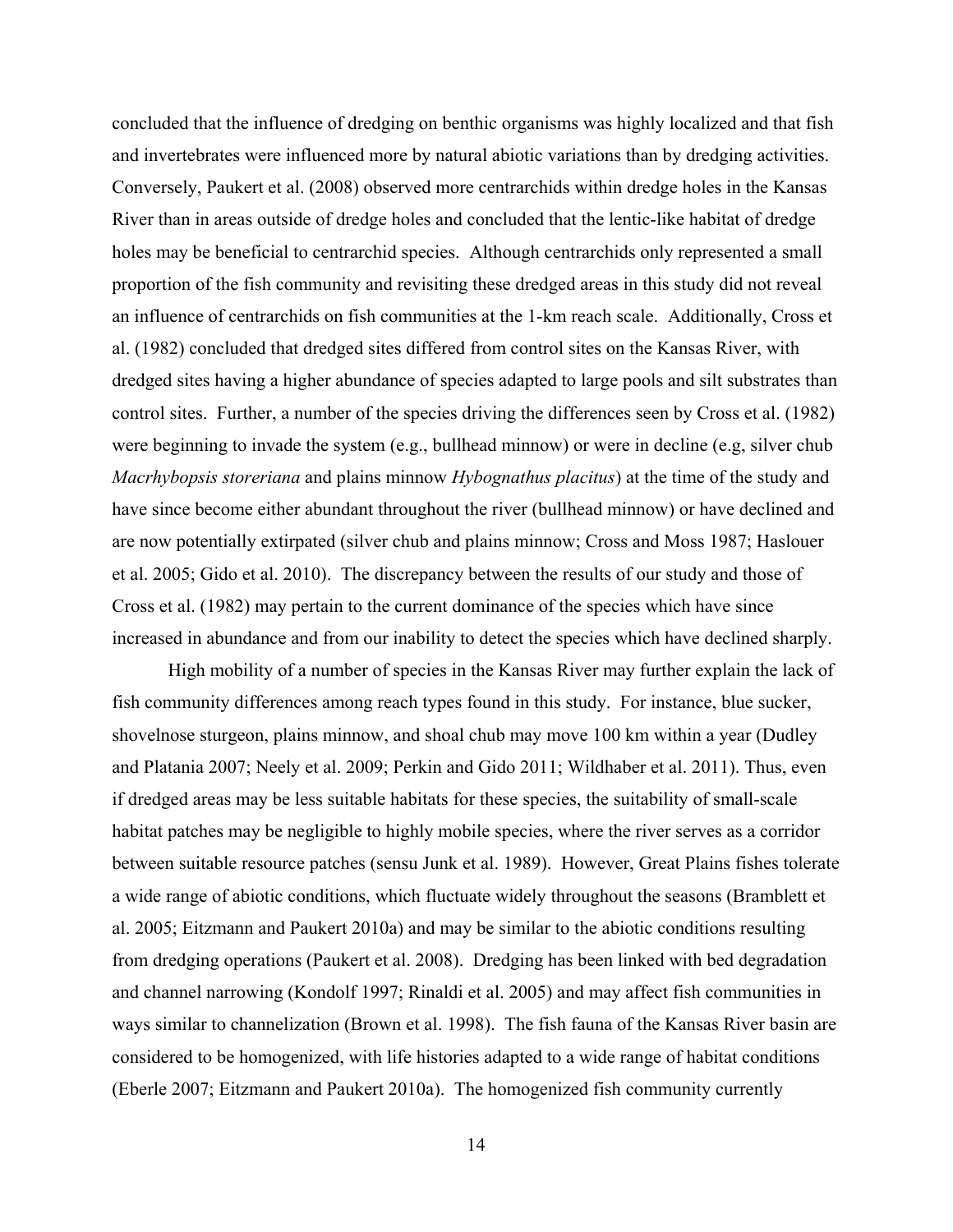concluded that the influence of dredging on benthic organisms was highly localized and that fish and invertebrates were influenced more by natural abiotic variations than by dredging activities. Conversely, Paukert et al. (2008) observed more centrarchids within dredge holes in the Kansas River than in areas outside of dredge holes and concluded that the lentic-like habitat of dredge holes may be beneficial to centrarchid species. Although centrarchids only represented a small proportion of the fish community and revisiting these dredged areas in this study did not reveal an influence of centrarchids on fish communities at the 1-km reach scale. Additionally, Cross et al. (1982) concluded that dredged sites differed from control sites on the Kansas River, with dredged sites having a higher abundance of species adapted to large pools and silt substrates than control sites. Further, a number of the species driving the differences seen by Cross et al. (1982) were beginning to invade the system (e.g., bullhead minnow) or were in decline (e.g, silver chub *Macrhybopsis storeriana* and plains minnow *Hybognathus placitus*) at the time of the study and have since become either abundant throughout the river (bullhead minnow) or have declined and are now potentially extirpated (silver chub and plains minnow; Cross and Moss 1987; Haslouer et al. 2005; Gido et al. 2010). The discrepancy between the results of our study and those of Cross et al. (1982) may pertain to the current dominance of the species which have since increased in abundance and from our inability to detect the species which have declined sharply.

High mobility of a number of species in the Kansas River may further explain the lack of fish community differences among reach types found in this study. For instance, blue sucker, shovelnose sturgeon, plains minnow, and shoal chub may move 100 km within a year (Dudley and Platania 2007; Neely et al. 2009; Perkin and Gido 2011; Wildhaber et al. 2011). Thus, even if dredged areas may be less suitable habitats for these species, the suitability of small-scale habitat patches may be negligible to highly mobile species, where the river serves as a corridor between suitable resource patches (sensu Junk et al. 1989). However, Great Plains fishes tolerate a wide range of abiotic conditions, which fluctuate widely throughout the seasons (Bramblett et al. 2005; Eitzmann and Paukert 2010a) and may be similar to the abiotic conditions resulting from dredging operations (Paukert et al. 2008). Dredging has been linked with bed degradation and channel narrowing (Kondolf 1997; Rinaldi et al. 2005) and may affect fish communities in ways similar to channelization (Brown et al. 1998). The fish fauna of the Kansas River basin are considered to be homogenized, with life histories adapted to a wide range of habitat conditions (Eberle 2007; Eitzmann and Paukert 2010a). The homogenized fish community currently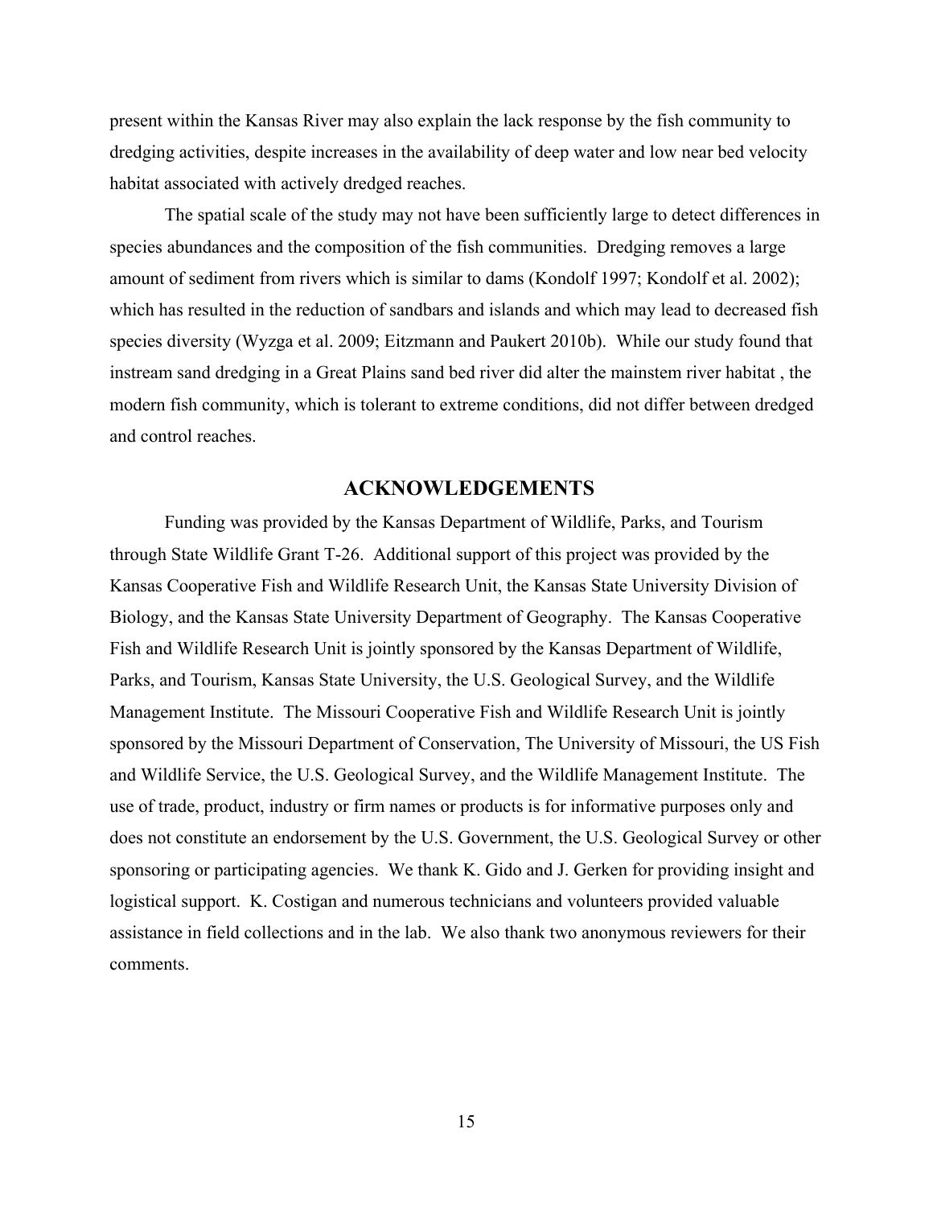present within the Kansas River may also explain the lack response by the fish community to dredging activities, despite increases in the availability of deep water and low near bed velocity habitat associated with actively dredged reaches.

The spatial scale of the study may not have been sufficiently large to detect differences in species abundances and the composition of the fish communities. Dredging removes a large amount of sediment from rivers which is similar to dams (Kondolf 1997; Kondolf et al. 2002); which has resulted in the reduction of sandbars and islands and which may lead to decreased fish species diversity (Wyzga et al. 2009; Eitzmann and Paukert 2010b). While our study found that instream sand dredging in a Great Plains sand bed river did alter the mainstem river habitat , the modern fish community, which is tolerant to extreme conditions, did not differ between dredged and control reaches.

## ACKNOWLEDGEMENTS

Funding was provided by the Kansas Department of Wildlife, Parks, and Tourism through State Wildlife Grant T-26. Additional support of this project was provided by the Kansas Cooperative Fish and Wildlife Research Unit, the Kansas State University Division of Biology, and the Kansas State University Department of Geography. The Kansas Cooperative Fish and Wildlife Research Unit is jointly sponsored by the Kansas Department of Wildlife, Parks, and Tourism, Kansas State University, the U.S. Geological Survey, and the Wildlife Management Institute. The Missouri Cooperative Fish and Wildlife Research Unit is jointly sponsored by the Missouri Department of Conservation, The University of Missouri, the US Fish and Wildlife Service, the U.S. Geological Survey, and the Wildlife Management Institute. The use of trade, product, industry or firm names or products is for informative purposes only and does not constitute an endorsement by the U.S. Government, the U.S. Geological Survey or other sponsoring or participating agencies. We thank K. Gido and J. Gerken for providing insight and logistical support. K. Costigan and numerous technicians and volunteers provided valuable assistance in field collections and in the lab. We also thank two anonymous reviewers for their comments.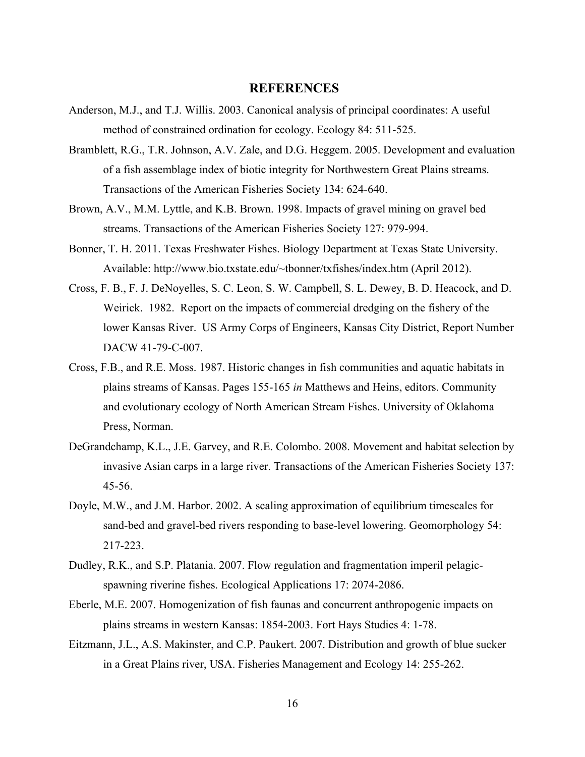# REFERENCES

Anderson, M.J., and T.J. Willis. 2003. Canonical analysis of principal coordinates: A useful method of constrained ordination for ecology. Ecology 84: 511-525.

Bramblett, R.G., T.R. Johnson, A.V. Zale, and D.G. Heggem. 2005. Development and evaluation of a fish assemblage index of biotic integrity for Northwestern Great Plains streams. Transactions of the American Fisheries Society 134: 624-640.

Brown, A.V., M.M. Lyttle, and K.B. Brown. 1998. Impacts of gravel mining on gravel bed streams. Transactions of the American Fisheries Society 127: 979-994.

Bonner, T. H. 2011. Texas Freshwater Fishes. Biology Department at Texas State University. Available: http://www.bio.txstate.edu/~tbonner/txfishes/index.htm (April 2012).

Cross, F. B., F. J. DeNoyelles, S. C. Leon, S. W. Campbell, S. L. Dewey, B. D. Heacock, and D. Weirick. 1982. Report on the impacts of commercial dredging on the fishery of the lower Kansas River. US Army Corps of Engineers, Kansas City District, Report Number DACW 41-79-C-007.

Cross, F.B., and R.E. Moss. 1987. Historic changes in fish communities and aquatic habitats in plains streams of Kansas. Pages 155-165 *in* Matthews and Heins, editors. Community and evolutionary ecology of North American Stream Fishes. University of Oklahoma Press, Norman.

DeGrandchamp, K.L., J.E. Garvey, and R.E. Colombo. 2008. Movement and habitat selection by invasive Asian carps in a large river. Transactions of the American Fisheries Society 137: 45-56.

Doyle, M.W., and J.M. Harbor. 2002. A scaling approximation of equilibrium timescales for sand-bed and gravel-bed rivers responding to base-level lowering. Geomorphology 54: 217-223.

Dudley, R.K., and S.P. Platania. 2007. Flow regulation and fragmentation imperil pelagic-spawning riverine fishes. Ecological Applications 17: 2074-2086.

Eberle, M.E. 2007. Homogenization of fish faunas and concurrent anthropogenic impacts on plains streams in western Kansas: 1854-2003. Fort Hays Studies 4: 1-78.

Eitzmann, J.L., A.S. Makinster, and C.P. Paukert. 2007. Distribution and growth of blue sucker in a Great Plains river, USA. Fisheries Management and Ecology 14: 255-262.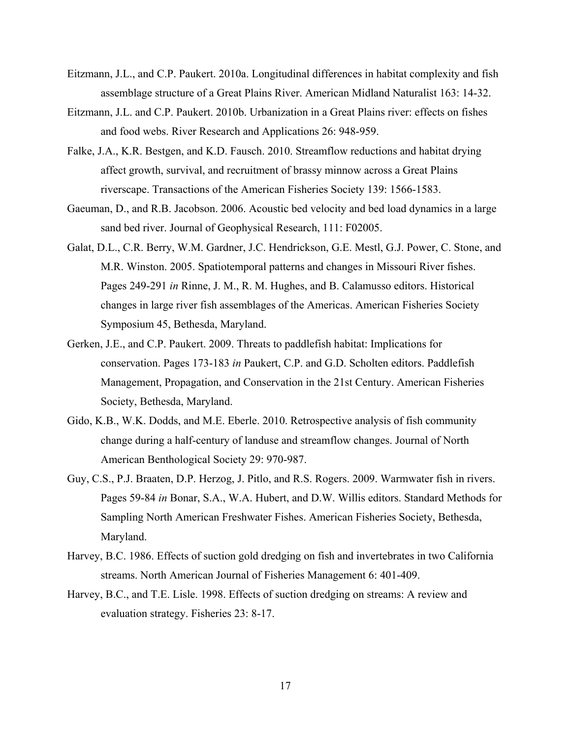Eitzmann, J.L., and C.P. Paukert. 2010a. Longitudinal differences in habitat complexity and fish assemblage structure of a Great Plains River. American Midland Naturalist 163: 14-32.

Eitzmann, J.L. and C.P. Paukert. 2010b. Urbanization in a Great Plains river: effects on fishes and food webs. River Research and Applications 26: 948-959.

Falke, J.A., K.R. Bestgen, and K.D. Fausch. 2010. Streamflow reductions and habitat drying affect growth, survival, and recruitment of brassy minnow across a Great Plains riverscape. Transactions of the American Fisheries Society 139: 1566-1583.

Gaeuman, D., and R.B. Jacobson. 2006. Acoustic bed velocity and bed load dynamics in a large sand bed river. Journal of Geophysical Research, 111: F02005.

Galat, D.L., C.R. Berry, W.M. Gardner, J.C. Hendrickson, G.E. Mestl, G.J. Power, C. Stone, and M.R. Winston. 2005. Spatiotemporal patterns and changes in Missouri River fishes. Pages 249-291 *in* Rinne, J. M., R. M. Hughes, and B. Calamusso editors. Historical changes in large river fish assemblages of the Americas. American Fisheries Society Symposium 45, Bethesda, Maryland.

Gerken, J.E., and C.P. Paukert. 2009. Threats to paddlefish habitat: Implications for conservation. Pages 173-183 *in* Paukert, C.P. and G.D. Scholten editors. Paddlefish Management, Propagation, and Conservation in the 21st Century. American Fisheries Society, Bethesda, Maryland.

Gido, K.B., W.K. Dodds, and M.E. Eberle. 2010. Retrospective analysis of fish community change during a half-century of landuse and streamflow changes. Journal of North American Benthological Society 29: 970-987.

Guy, C.S., P.J. Braaten, D.P. Herzog, J. Pitlo, and R.S. Rogers. 2009. Warmwater fish in rivers. Pages 59-84 *in* Bonar, S.A., W.A. Hubert, and D.W. Willis editors. Standard Methods for Sampling North American Freshwater Fishes. American Fisheries Society, Bethesda, Maryland.

Harvey, B.C. 1986. Effects of suction gold dredging on fish and invertebrates in two California streams. North American Journal of Fisheries Management 6: 401-409.

Harvey, B.C., and T.E. Lisle. 1998. Effects of suction dredging on streams: A review and evaluation strategy. Fisheries 23: 8-17.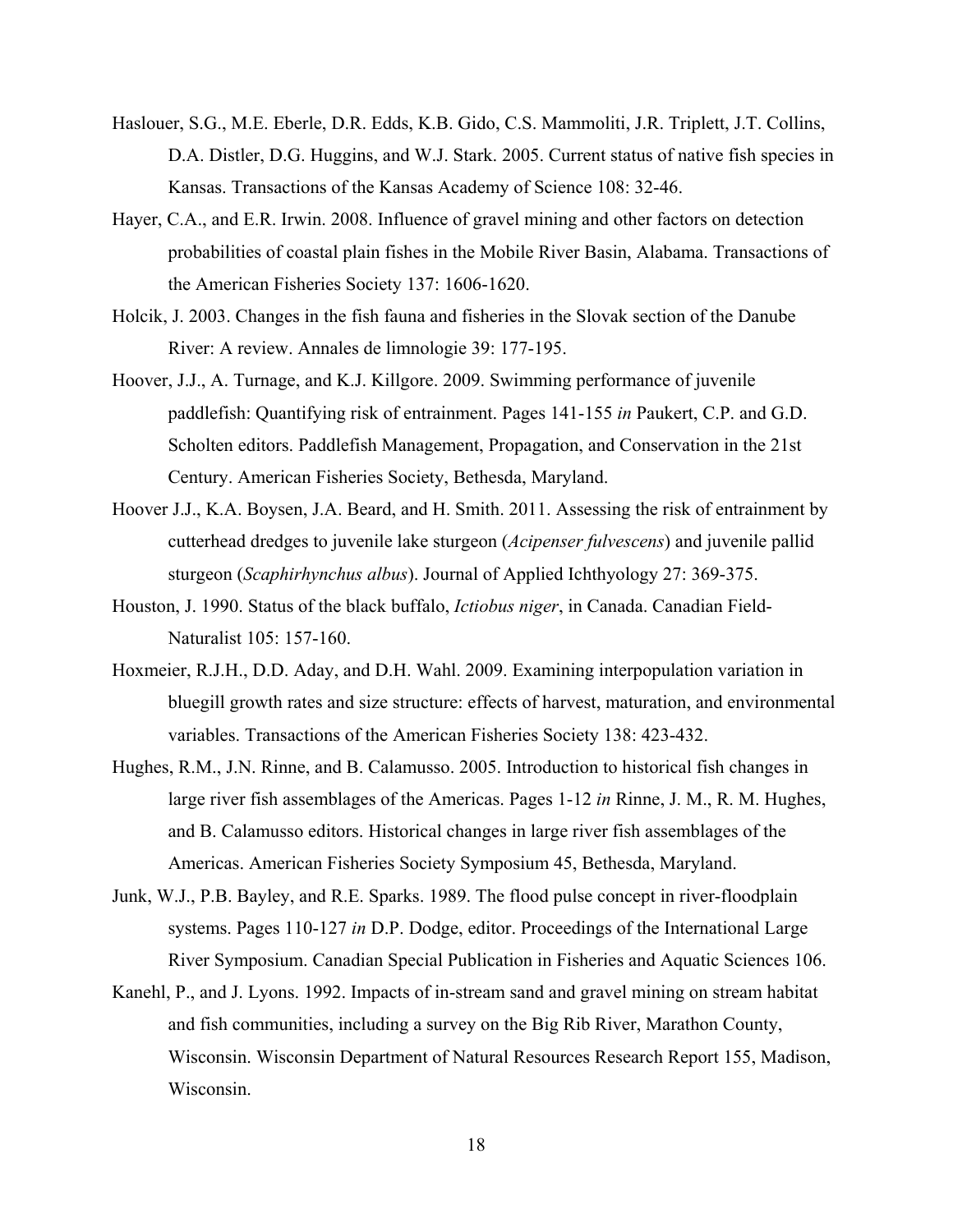Haslouer, S.G., M.E. Eberle, D.R. Edds, K.B. Gido, C.S. Mammoliti, J.R. Triplett, J.T. Collins, D.A. Distler, D.G. Huggins, and W.J. Stark. 2005. Current status of native fish species in Kansas. Transactions of the Kansas Academy of Science 108: 32-46.

Hayer, C.A., and E.R. Irwin. 2008. Influence of gravel mining and other factors on detection probabilities of coastal plain fishes in the Mobile River Basin, Alabama. Transactions of the American Fisheries Society 137: 1606-1620.

Holcik, J. 2003. Changes in the fish fauna and fisheries in the Slovak section of the Danube River: A review. Annales de limnologie 39: 177-195.

Hoover, J.J., A. Turnage, and K.J. Killgore. 2009. Swimming performance of juvenile paddlefish: Quantifying risk of entrainment. Pages 141-155 *in* Paukert, C.P. and G.D. Scholten editors. Paddlefish Management, Propagation, and Conservation in the 21st Century. American Fisheries Society, Bethesda, Maryland.

Hoover J.J., K.A. Boysen, J.A. Beard, and H. Smith. 2011. Assessing the risk of entrainment by cutterhead dredges to juvenile lake sturgeon (*Acipenser fulvescens*) and juvenile pallid sturgeon (*Scaphirhynchus albus*). Journal of Applied Ichthyology 27: 369-375.

Houston, J. 1990. Status of the black buffalo, *Ictiobus niger*, in Canada. Canadian Field-Naturalist 105: 157-160.

Hoxmeier, R.J.H., D.D. Aday, and D.H. Wahl. 2009. Examining interpopulation variation in bluegill growth rates and size structure: effects of harvest, maturation, and environmental variables. Transactions of the American Fisheries Society 138: 423-432.

Hughes, R.M., J.N. Rinne, and B. Calamusso. 2005. Introduction to historical fish changes in large river fish assemblages of the Americas. Pages 1-12 *in* Rinne, J. M., R. M. Hughes, and B. Calamusso editors. Historical changes in large river fish assemblages of the Americas. American Fisheries Society Symposium 45, Bethesda, Maryland.

Junk, W.J., P.B. Bayley, and R.E. Sparks. 1989. The flood pulse concept in river-floodplain systems. Pages 110-127 *in* D.P. Dodge, editor. Proceedings of the International Large River Symposium. Canadian Special Publication in Fisheries and Aquatic Sciences 106.

Kanehl, P., and J. Lyons. 1992. Impacts of in-stream sand and gravel mining on stream habitat and fish communities, including a survey on the Big Rib River, Marathon County, Wisconsin. Wisconsin Department of Natural Resources Research Report 155, Madison, Wisconsin.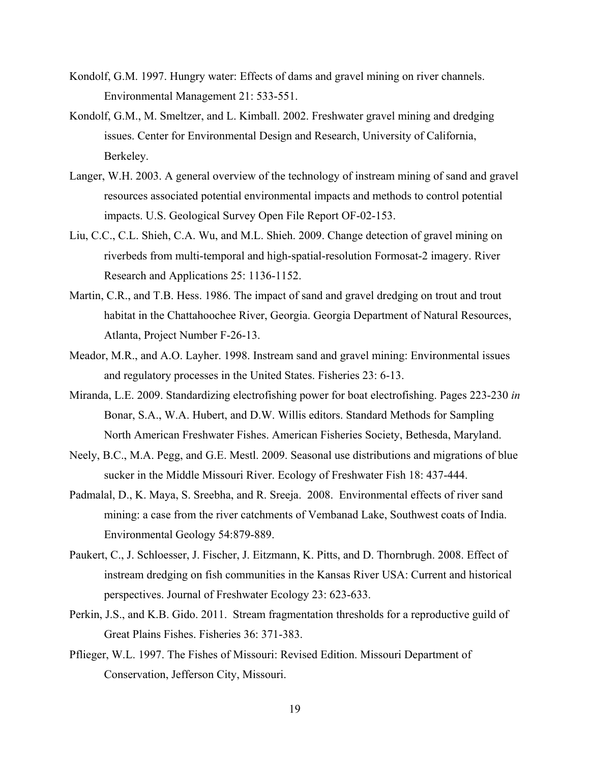Kondolf, G.M. 1997. Hungry water: Effects of dams and gravel mining on river channels. Environmental Management 21: 533-551.

Kondolf, G.M., M. Smeltzer, and L. Kimball. 2002. Freshwater gravel mining and dredging issues. Center for Environmental Design and Research, University of California, Berkeley.

Langer, W.H. 2003. A general overview of the technology of instream mining of sand and gravel resources associated potential environmental impacts and methods to control potential impacts. U.S. Geological Survey Open File Report OF-02-153.

Liu, C.C., C.L. Shieh, C.A. Wu, and M.L. Shieh. 2009. Change detection of gravel mining on riverbeds from multi-temporal and high-spatial-resolution Formosat-2 imagery. River Research and Applications 25: 1136-1152.

Martin, C.R., and T.B. Hess. 1986. The impact of sand and gravel dredging on trout and trout habitat in the Chattahoochee River, Georgia. Georgia Department of Natural Resources, Atlanta, Project Number F-26-13.

Meador, M.R., and A.O. Layher. 1998. Instream sand and gravel mining: Environmental issues and regulatory processes in the United States. Fisheries 23: 6-13.

Miranda, L.E. 2009. Standardizing electrofishing power for boat electrofishing. Pages 223-230 *in* Bonar, S.A., W.A. Hubert, and D.W. Willis editors. Standard Methods for Sampling North American Freshwater Fishes. American Fisheries Society, Bethesda, Maryland.

Neely, B.C., M.A. Pegg, and G.E. Mestl. 2009. Seasonal use distributions and migrations of blue sucker in the Middle Missouri River. Ecology of Freshwater Fish 18: 437-444.

Padmalal, D., K. Maya, S. Sreebha, and R. Sreeja. 2008. Environmental effects of river sand mining: a case from the river catchments of Vembanad Lake, Southwest coats of India. Environmental Geology 54:879-889.

Paukert, C., J. Schloesser, J. Fischer, J. Eitzmann, K. Pitts, and D. Thornbrugh. 2008. Effect of instream dredging on fish communities in the Kansas River USA: Current and historical perspectives. Journal of Freshwater Ecology 23: 623-633.

Perkin, J.S., and K.B. Gido. 2011. Stream fragmentation thresholds for a reproductive guild of Great Plains Fishes. Fisheries 36: 371-383.

Pflieger, W.L. 1997. The Fishes of Missouri: Revised Edition. Missouri Department of Conservation, Jefferson City, Missouri.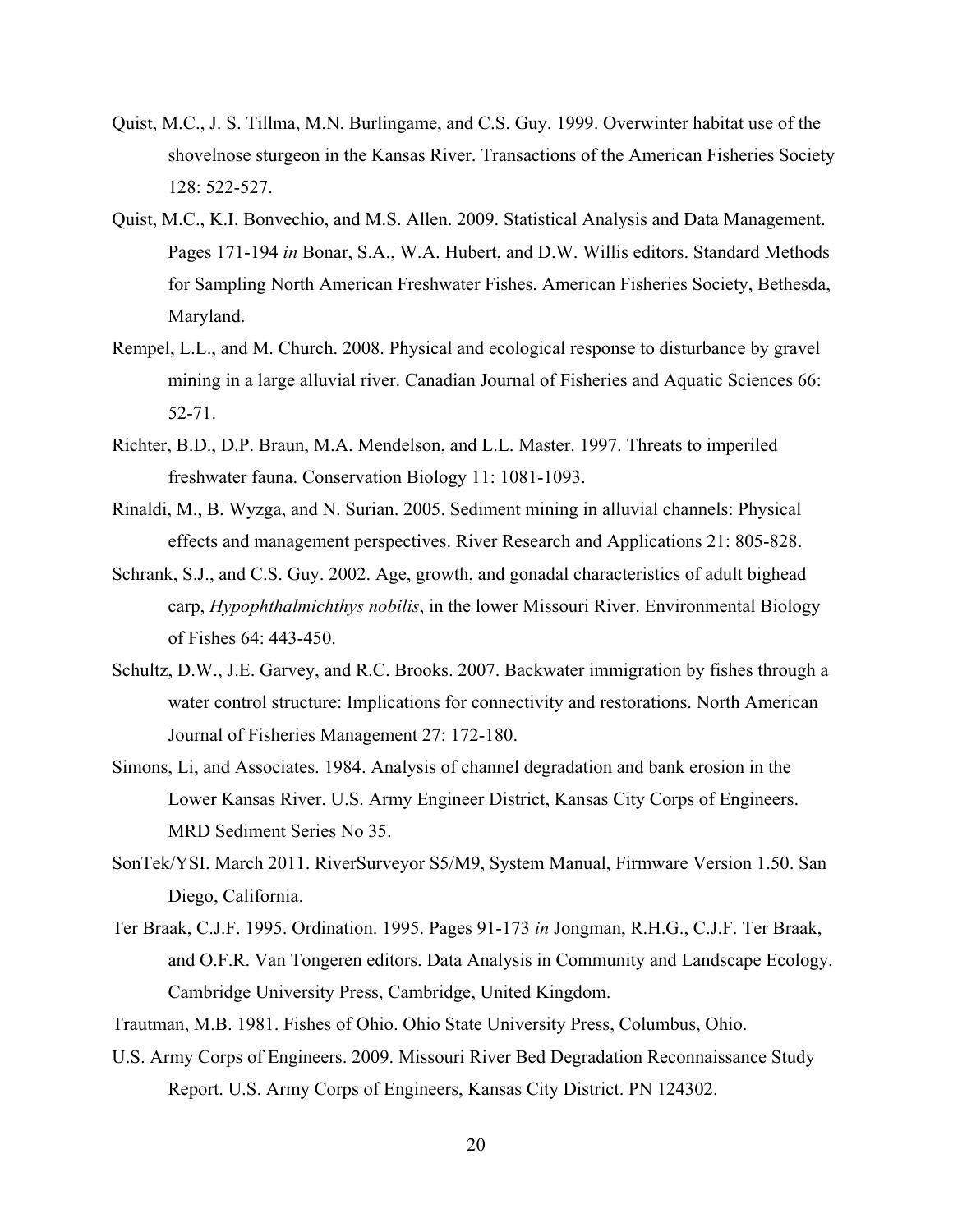Quist, M.C., J. S. Tillma, M.N. Burlingame, and C.S. Guy. 1999. Overwinter habitat use of the shovelnose sturgeon in the Kansas River. Transactions of the American Fisheries Society 128: 522-527.

Quist, M.C., K.I. Bonvechio, and M.S. Allen. 2009. Statistical Analysis and Data Management. Pages 171-194 *in* Bonar, S.A., W.A. Hubert, and D.W. Willis editors. Standard Methods for Sampling North American Freshwater Fishes. American Fisheries Society, Bethesda, Maryland.

Rempel, L.L., and M. Church. 2008. Physical and ecological response to disturbance by gravel mining in a large alluvial river. Canadian Journal of Fisheries and Aquatic Sciences 66: 52-71.

Richter, B.D., D.P. Braun, M.A. Mendelson, and L.L. Master. 1997. Threats to imperiled freshwater fauna. Conservation Biology 11: 1081-1093.

Rinaldi, M., B. Wyzga, and N. Surian. 2005. Sediment mining in alluvial channels: Physical effects and management perspectives. River Research and Applications 21: 805-828.

Schrank, S.J., and C.S. Guy. 2002. Age, growth, and gonadal characteristics of adult bighead carp, *Hypophthalmichthys nobilis*, in the lower Missouri River. Environmental Biology of Fishes 64: 443-450.

Schultz, D.W., J.E. Garvey, and R.C. Brooks. 2007. Backwater immigration by fishes through a water control structure: Implications for connectivity and restorations. North American Journal of Fisheries Management 27: 172-180.

Simons, Li, and Associates. 1984. Analysis of channel degradation and bank erosion in the Lower Kansas River. U.S. Army Engineer District, Kansas City Corps of Engineers. MRD Sediment Series No 35.

SonTek/YSI. March 2011. RiverSurveyor S5/M9, System Manual, Firmware Version 1.50. San Diego, California.

Ter Braak, C.J.F. 1995. Ordination. 1995. Pages 91-173 *in* Jongman, R.H.G., C.J.F. Ter Braak, and O.F.R. Van Tongeren editors. Data Analysis in Community and Landscape Ecology. Cambridge University Press, Cambridge, United Kingdom.

Trautman, M.B. 1981. Fishes of Ohio. Ohio State University Press, Columbus, Ohio.

U.S. Army Corps of Engineers. 2009. Missouri River Bed Degradation Reconnaissance Study Report. U.S. Army Corps of Engineers, Kansas City District. PN 124302.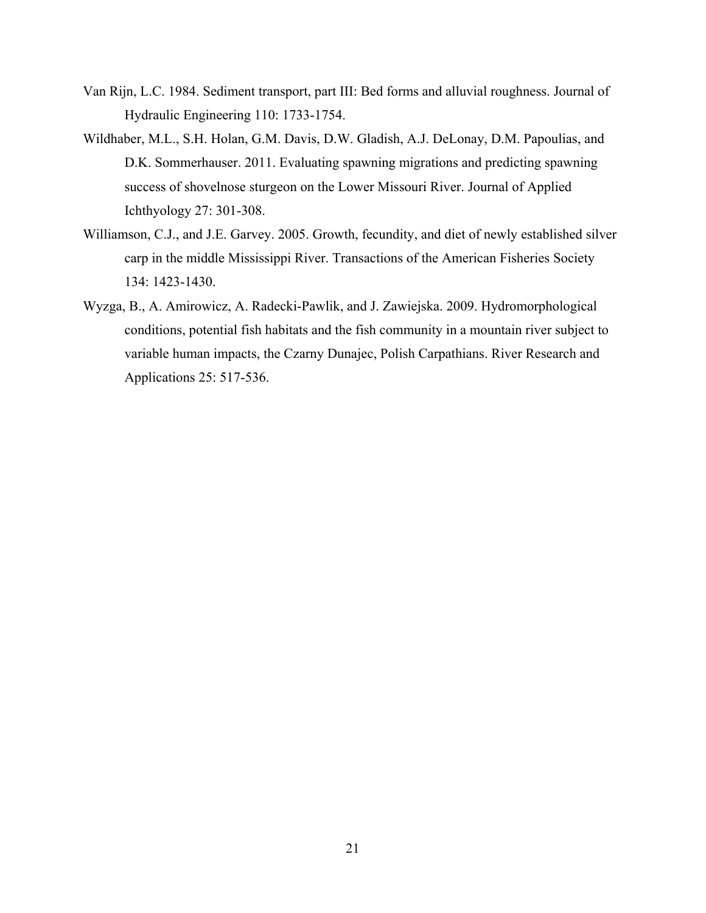Van Rijn, L.C. 1984. Sediment transport, part III: Bed forms and alluvial roughness. Journal of Hydraulic Engineering 110: 1733-1754.

Wildhaber, M.L., S.H. Holan, G.M. Davis, D.W. Gladish, A.J. DeLonay, D.M. Papoulias, and D.K. Sommerhauser. 2011. Evaluating spawning migrations and predicting spawning success of shovelnose sturgeon on the Lower Missouri River. Journal of Applied Ichthyology 27: 301-308.

Williamson, C.J., and J.E. Garvey. 2005. Growth, fecundity, and diet of newly established silver carp in the middle Mississippi River. Transactions of the American Fisheries Society 134: 1423-1430.

Wyzga, B., A. Amirowicz, A. Radecki-Pawlik, and J. Zawiejska. 2009. Hydromorphological conditions, potential fish habitats and the fish community in a mountain river subject to variable human impacts, the Czarny Dunajec, Polish Carpathians. River Research and Applications 25: 517-536.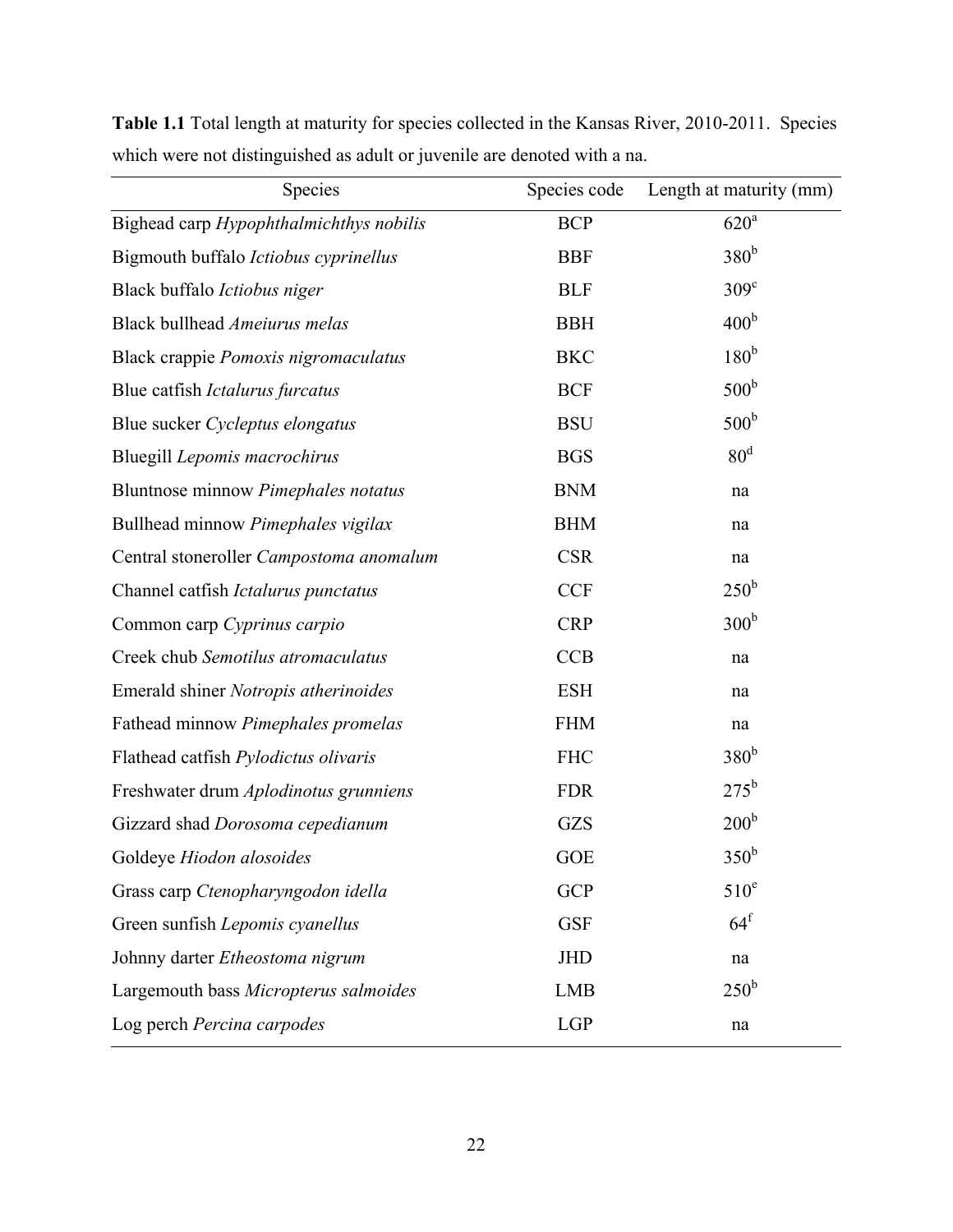**Table 1.1** Total length at maturity for species collected in the Kansas River, 2010-2011. Species which were not distinguished as adult or juvenile are denoted with a na.

| Species | Species code | Length at maturity (mm) |
|---|---|---|
| Bighead carp *Hypophthalmichthys nobilis* | BCP | 620[a] |
| Bigmouth buffalo *Ictiobus cyprinellus* | BBF | 380[b] |
| Black buffalo *Ictiobus niger* | BLF | 309[c] |
| Black bullhead *Ameiurus melas* | BBH | 400[b] |
| Black crappie *Pomoxis nigromaculatus* | BKC | 180[b] |
| Blue catfish *Ictalurus furcatus* | BCF | 500[b] |
| Blue sucker *Cycleptus elongatus* | BSU | 500[b] |
| Bluegill *Lepomis macrochirus* | BGS | 80[d] |
| Bluntnose minnow *Pimephales notatus* | BNM | na |
| Bullhead minnow *Pimephales vigilax* | BHM | na |
| Central stoneroller *Campostoma anomalum* | CSR | na |
| Channel catfish *Ictalurus punctatus* | CCF | 250[b] |
| Common carp *Cyprinus carpio* | CRP | 300[b] |
| Creek chub *Semotilus atromaculatus* | CCB | na |
| Emerald shiner *Notropis atherinoides* | ESH | na |
| Fathead minnow *Pimephales promelas* | FHM | na |
| Flathead catfish *Pylodictus olivaris* | FHC | 380[b] |
| Freshwater drum *Aplodinotus grunniens* | FDR | 275[b] |
| Gizzard shad *Dorosoma cepedianum* | GZS | 200[b] |
| Goldeye *Hiodon alosoides* | GOE | 350[b] |
| Grass carp *Ctenopharyngodon idella* | GCP | 510[e] |
| Green sunfish *Lepomis cyanellus* | GSF | 64[f] |
| Johnny darter *Etheostoma nigrum* | JHD | na |
| Largemouth bass *Micropterus salmoides* | LMB | 250[b] |
| Log perch *Percina carpodes* | LGP | na |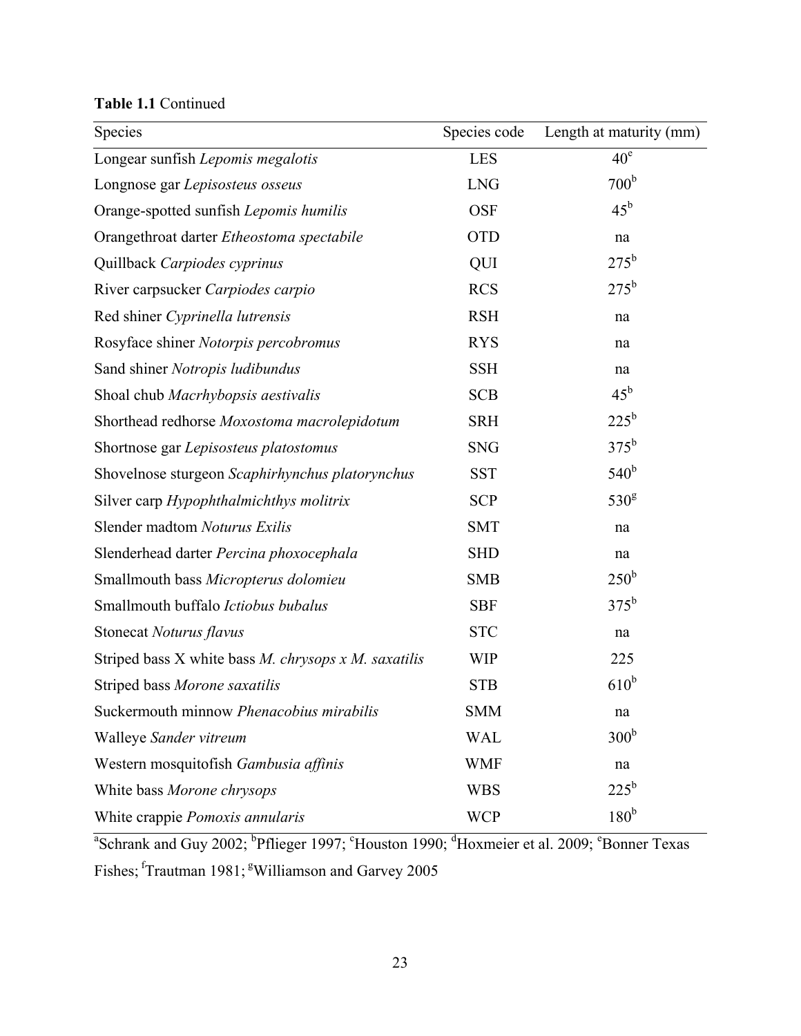**Table 1.1** Continued

| Species | Species code | Length at maturity (mm) |
|---|---|---|
| Longear sunfish *Lepomis megalotis* | LES | 40[e] |
| Longnose gar *Lepisosteus osseus* | LNG | 700[b] |
| Orange-spotted sunfish *Lepomis humilis* | OSF | 45[b] |
| Orangethroat darter *Etheostoma spectabile* | OTD | na |
| Quillback *Carpiodes cyprinus* | QUI | 275[b] |
| River carpsucker *Carpiodes carpio* | RCS | 275[b] |
| Red shiner *Cyprinella lutrensis* | RSH | na |
| Rosyface shiner *Notorpis percobromus* | RYS | na |
| Sand shiner *Notropis ludibundus* | SSH | na |
| Shoal chub *Macrhybopsis aestivalis* | SCB | 45[b] |
| Shorthead redhorse *Moxostoma macrolepidotum* | SRH | 225[b] |
| Shortnose gar *Lepisosteus platostomus* | SNG | 375[b] |
| Shovelnose sturgeon *Scaphirhynchus platorynchus* | SST | 540[b] |
| Silver carp *Hypophthalmichthys molitrix* | SCP | 530[g] |
| Slender madtom *Noturus Exilis* | SMT | na |
| Slenderhead darter *Percina phoxocephala* | SHD | na |
| Smallmouth bass *Micropterus dolomieu* | SMB | 250[b] |
| Smallmouth buffalo *Ictiobus bubalus* | SBF | 375[b] |
| Stonecat *Noturus flavus* | STC | na |
| Striped bass X white bass *M. chrysops x M. saxatilis* | WIP | 225 |
| Striped bass *Morone saxatilis* | STB | 610[b] |
| Suckermouth minnow *Phenacobius mirabilis* | SMM | na |
| Walleye *Sander vitreum* | WAL | 300[b] |
| Western mosquitofish *Gambusia affinis* | WMF | na |
| White bass *Morone chrysops* | WBS | 225[b] |
| White crappie *Pomoxis annularis* | WCP | 180[b] |

[a]Schrank and Guy 2002; [b]Pflieger 1997; [c]Houston 1990; [d]Hoxmeier et al. 2009; [e]Bonner Texas Fishes; [f]Trautman 1981; [g]Williamson and Garvey 2005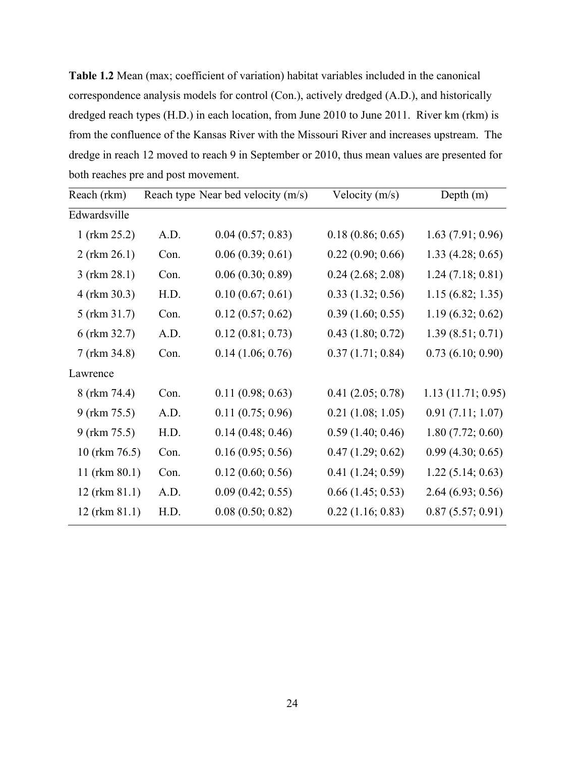**Table 1.2** Mean (max; coefficient of variation) habitat variables included in the canonical correspondence analysis models for control (Con.), actively dredged (A.D.), and historically dredged reach types (H.D.) in each location, from June 2010 to June 2011. River km (rkm) is from the confluence of the Kansas River with the Missouri River and increases upstream. The dredge in reach 12 moved to reach 9 in September or 2010, thus mean values are presented for both reaches pre and post movement.

| Reach (rkm) | Reach type | Near bed velocity (m/s) | Velocity (m/s) | Depth (m) |
|---|---|---|---|---|
| Edwardsville | | | | |
| 1 (rkm 25.2) | A.D. | 0.04 (0.57; 0.83) | 0.18 (0.86; 0.65) | 1.63 (7.91; 0.96) |
| 2 (rkm 26.1) | Con. | 0.06 (0.39; 0.61) | 0.22 (0.90; 0.66) | 1.33 (4.28; 0.65) |
| 3 (rkm 28.1) | Con. | 0.06 (0.30; 0.89) | 0.24 (2.68; 2.08) | 1.24 (7.18; 0.81) |
| 4 (rkm 30.3) | H.D. | 0.10 (0.67; 0.61) | 0.33 (1.32; 0.56) | 1.15 (6.82; 1.35) |
| 5 (rkm 31.7) | Con. | 0.12 (0.57; 0.62) | 0.39 (1.60; 0.55) | 1.19 (6.32; 0.62) |
| 6 (rkm 32.7) | A.D. | 0.12 (0.81; 0.73) | 0.43 (1.80; 0.72) | 1.39 (8.51; 0.71) |
| 7 (rkm 34.8) | Con. | 0.14 (1.06; 0.76) | 0.37 (1.71; 0.84) | 0.73 (6.10; 0.90) |
| Lawrence | | | | |
| 8 (rkm 74.4) | Con. | 0.11 (0.98; 0.63) | 0.41 (2.05; 0.78) | 1.13 (11.71; 0.95) |
| 9 (rkm 75.5) | A.D. | 0.11 (0.75; 0.96) | 0.21 (1.08; 1.05) | 0.91 (7.11; 1.07) |
| 9 (rkm 75.5) | H.D. | 0.14 (0.48; 0.46) | 0.59 (1.40; 0.46) | 1.80 (7.72; 0.60) |
| 10 (rkm 76.5) | Con. | 0.16 (0.95; 0.56) | 0.47 (1.29; 0.62) | 0.99 (4.30; 0.65) |
| 11 (rkm 80.1) | Con. | 0.12 (0.60; 0.56) | 0.41 (1.24; 0.59) | 1.22 (5.14; 0.63) |
| 12 (rkm 81.1) | A.D. | 0.09 (0.42; 0.55) | 0.66 (1.45; 0.53) | 2.64 (6.93; 0.56) |
| 12 (rkm 81.1) | H.D. | 0.08 (0.50; 0.82) | 0.22 (1.16; 0.83) | 0.87 (5.57; 0.91) |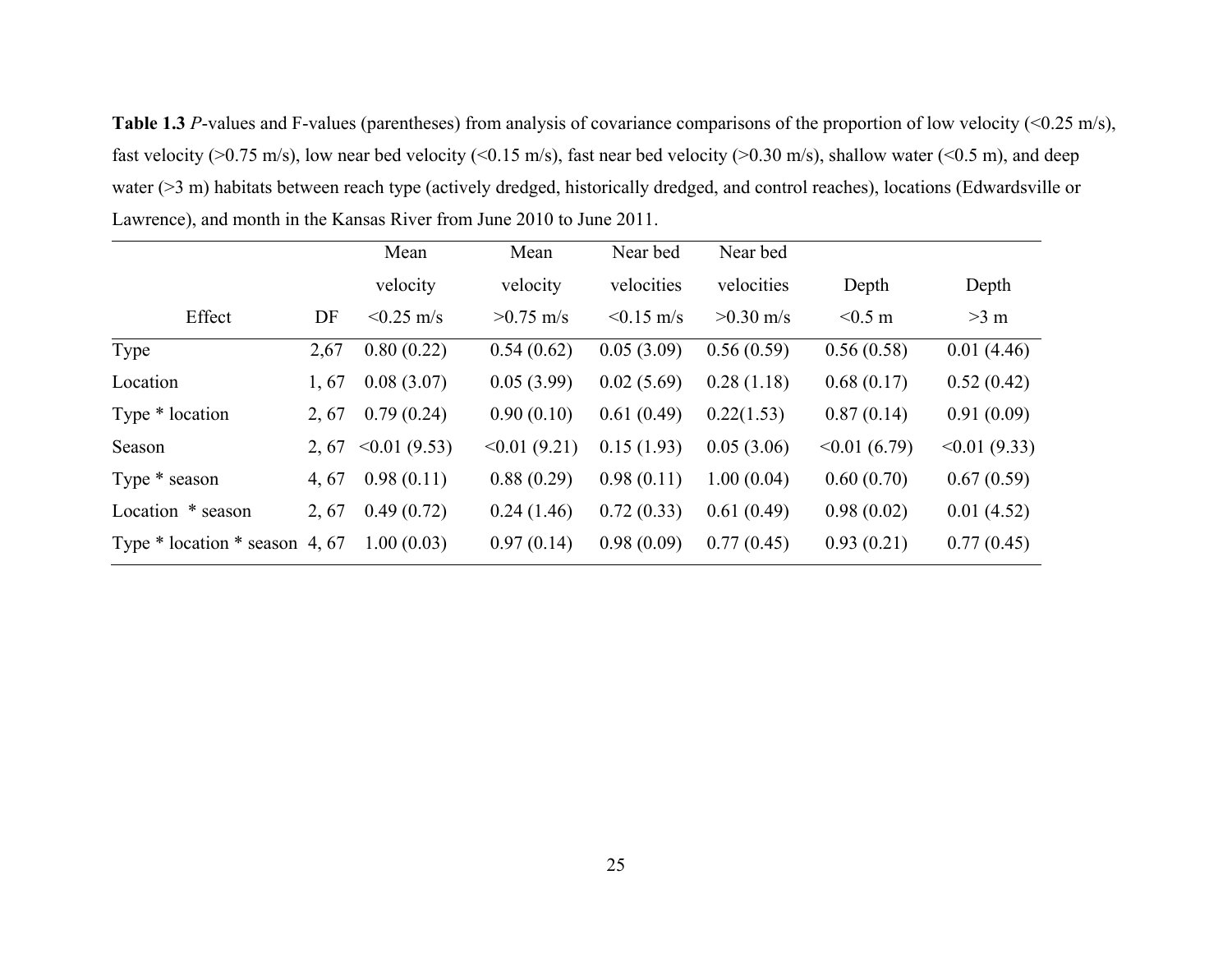**Table 1.3** *P*-values and F-values (parentheses) from analysis of covariance comparisons of the proportion of low velocity (<0.25 m/s), fast velocity (>0.75 m/s), low near bed velocity (<0.15 m/s), fast near bed velocity (>0.30 m/s), shallow water (<0.5 m), and deep water (>3 m) habitats between reach type (actively dredged, historically dredged, and control reaches), locations (Edwardsville or Lawrence), and month in the Kansas River from June 2010 to June 2011.

| Effect | DF | Mean velocity <0.25 m/s | Mean velocity >0.75 m/s | Near bed velocities <0.15 m/s | Near bed velocities >0.30 m/s | Depth <0.5 m | Depth >3 m |
|---|---|---|---|---|---|---|---|
| Type | 2,67 | 0.80 (0.22) | 0.54 (0.62) | 0.05 (3.09) | 0.56 (0.59) | 0.56 (0.58) | 0.01 (4.46) |
| Location | 1, 67 | 0.08 (3.07) | 0.05 (3.99) | 0.02 (5.69) | 0.28 (1.18) | 0.68 (0.17) | 0.52 (0.42) |
| Type * location | 2, 67 | 0.79 (0.24) | 0.90 (0.10) | 0.61 (0.49) | 0.22(1.53) | 0.87 (0.14) | 0.91 (0.09) |
| Season | 2, 67 | <0.01 (9.53) | <0.01 (9.21) | 0.15 (1.93) | 0.05 (3.06) | <0.01 (6.79) | <0.01 (9.33) |
| Type * season | 4, 67 | 0.98 (0.11) | 0.88 (0.29) | 0.98 (0.11) | 1.00 (0.04) | 0.60 (0.70) | 0.67 (0.59) |
| Location * season | 2, 67 | 0.49 (0.72) | 0.24 (1.46) | 0.72 (0.33) | 0.61 (0.49) | 0.98 (0.02) | 0.01 (4.52) |
| Type * location * season | 4, 67 | 1.00 (0.03) | 0.97 (0.14) | 0.98 (0.09) | 0.77 (0.45) | 0.93 (0.21) | 0.77 (0.45) |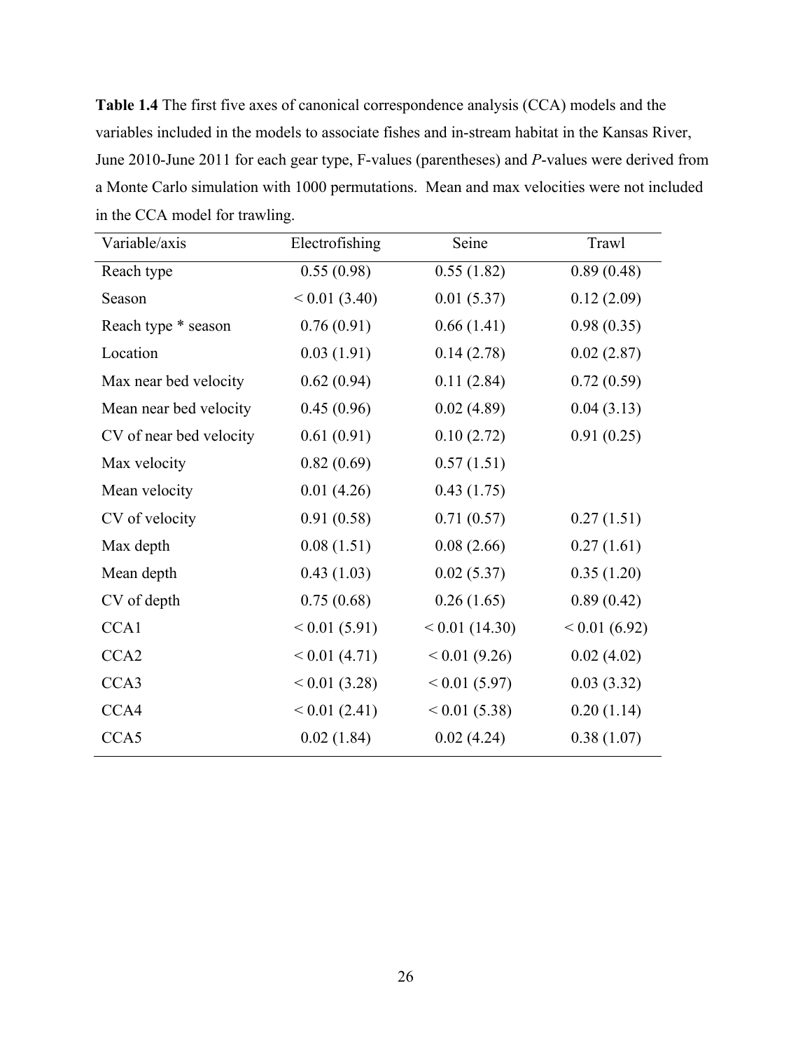**Table 1.4** The first five axes of canonical correspondence analysis (CCA) models and the variables included in the models to associate fishes and in-stream habitat in the Kansas River, June 2010-June 2011 for each gear type, F-values (parentheses) and *P*-values were derived from a Monte Carlo simulation with 1000 permutations. Mean and max velocities were not included in the CCA model for trawling.

| Variable/axis | Electrofishing | Seine | Trawl |
|---|---|---|---|
| Reach type | 0.55 (0.98) | 0.55 (1.82) | 0.89 (0.48) |
| Season | < 0.01 (3.40) | 0.01 (5.37) | 0.12 (2.09) |
| Reach type * season | 0.76 (0.91) | 0.66 (1.41) | 0.98 (0.35) |
| Location | 0.03 (1.91) | 0.14 (2.78) | 0.02 (2.87) |
| Max near bed velocity | 0.62 (0.94) | 0.11 (2.84) | 0.72 (0.59) |
| Mean near bed velocity | 0.45 (0.96) | 0.02 (4.89) | 0.04 (3.13) |
| CV of near bed velocity | 0.61 (0.91) | 0.10 (2.72) | 0.91 (0.25) |
| Max velocity | 0.82 (0.69) | 0.57 (1.51) | |
| Mean velocity | 0.01 (4.26) | 0.43 (1.75) | |
| CV of velocity | 0.91 (0.58) | 0.71 (0.57) | 0.27 (1.51) |
| Max depth | 0.08 (1.51) | 0.08 (2.66) | 0.27 (1.61) |
| Mean depth | 0.43 (1.03) | 0.02 (5.37) | 0.35 (1.20) |
| CV of depth | 0.75 (0.68) | 0.26 (1.65) | 0.89 (0.42) |
| CCA1 | < 0.01 (5.91) | < 0.01 (14.30) | < 0.01 (6.92) |
| CCA2 | < 0.01 (4.71) | < 0.01 (9.26) | 0.02 (4.02) |
| CCA3 | < 0.01 (3.28) | < 0.01 (5.97) | 0.03 (3.32) |
| CCA4 | < 0.01 (2.41) | < 0.01 (5.38) | 0.20 (1.14) |
| CCA5 | 0.02 (1.84) | 0.02 (4.24) | 0.38 (1.07) |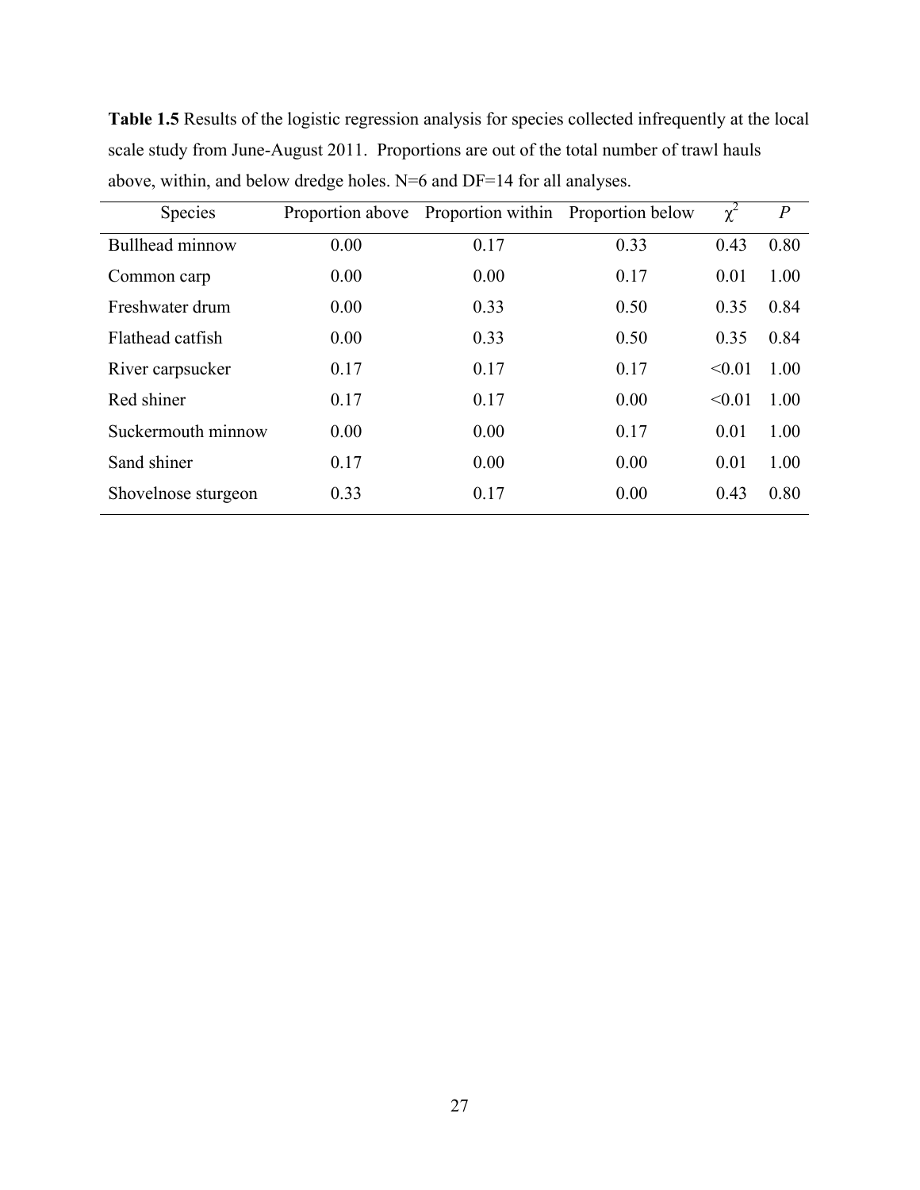**Table 1.5** Results of the logistic regression analysis for species collected infrequently at the local scale study from June-August 2011. Proportions are out of the total number of trawl hauls above, within, and below dredge holes. N=6 and DF=14 for all analyses.

| Species | Proportion above | Proportion within | Proportion below | $\chi^2$ | $P$ |
|---|---|---|---|---|---|
| Bullhead minnow | 0.00 | 0.17 | 0.33 | 0.43 | 0.80 |
| Common carp | 0.00 | 0.00 | 0.17 | 0.01 | 1.00 |
| Freshwater drum | 0.00 | 0.33 | 0.50 | 0.35 | 0.84 |
| Flathead catfish | 0.00 | 0.33 | 0.50 | 0.35 | 0.84 |
| River carpsucker | 0.17 | 0.17 | 0.17 | <0.01 | 1.00 |
| Red shiner | 0.17 | 0.17 | 0.00 | <0.01 | 1.00 |
| Suckermouth minnow | 0.00 | 0.00 | 0.17 | 0.01 | 1.00 |
| Sand shiner | 0.17 | 0.00 | 0.00 | 0.01 | 1.00 |
| Shovelnose sturgeon | 0.33 | 0.17 | 0.00 | 0.43 | 0.80 |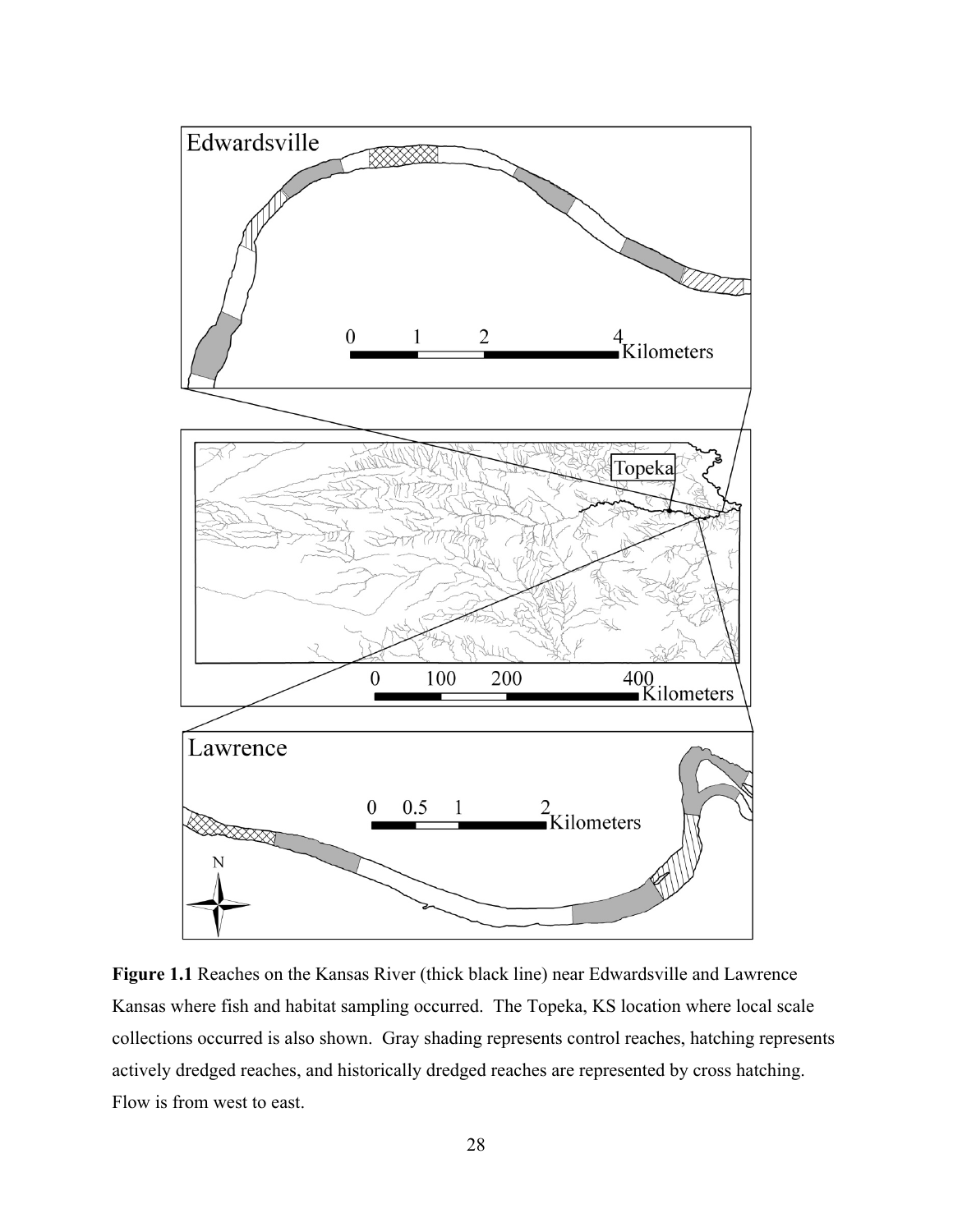**Figure 1.1** Reaches on the Kansas River (thick black line) near Edwardsville and Lawrence Kansas where fish and habitat sampling occurred. The Topeka, KS location where local scale collections occurred is also shown. Gray shading represents control reaches, hatching represents actively dredged reaches, and historically dredged reaches are represented by cross hatching. Flow is from west to east.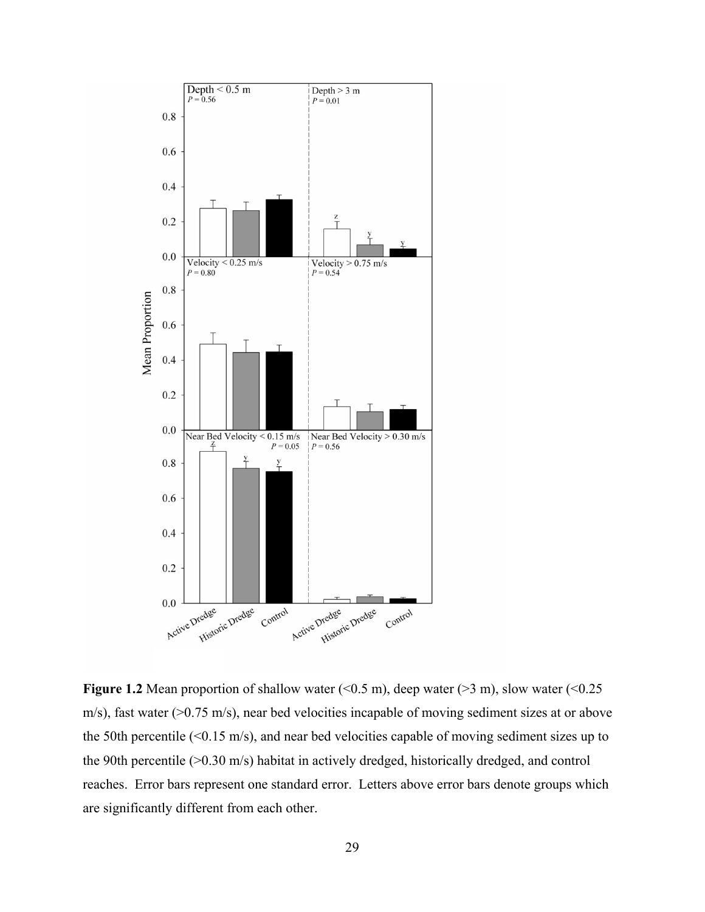**Figure 1.2** Mean proportion of shallow water (<0.5 m), deep water (>3 m), slow water (<0.25 m/s), fast water (>0.75 m/s), near bed velocities incapable of moving sediment sizes at or above the 50th percentile (<0.15 m/s), and near bed velocities capable of moving sediment sizes up to the 90th percentile (>0.30 m/s) habitat in actively dredged, historically dredged, and control reaches. Error bars represent one standard error. Letters above error bars denote groups which are significantly different from each other.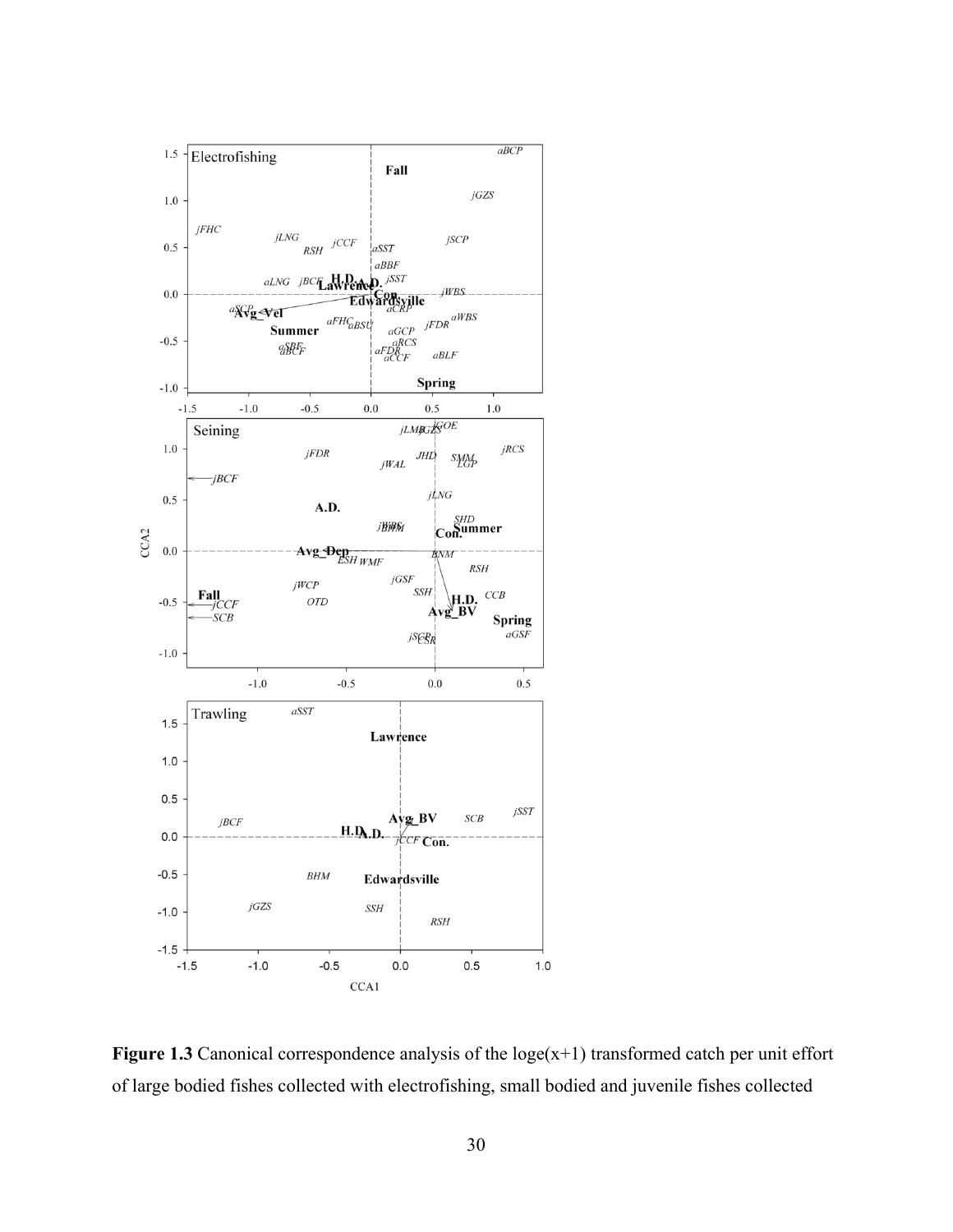**Figure 1.3** Canonical correspondence analysis of the loge(x+1) transformed catch per unit effort of large bodied fishes collected with electrofishing, small bodied and juvenile fishes collected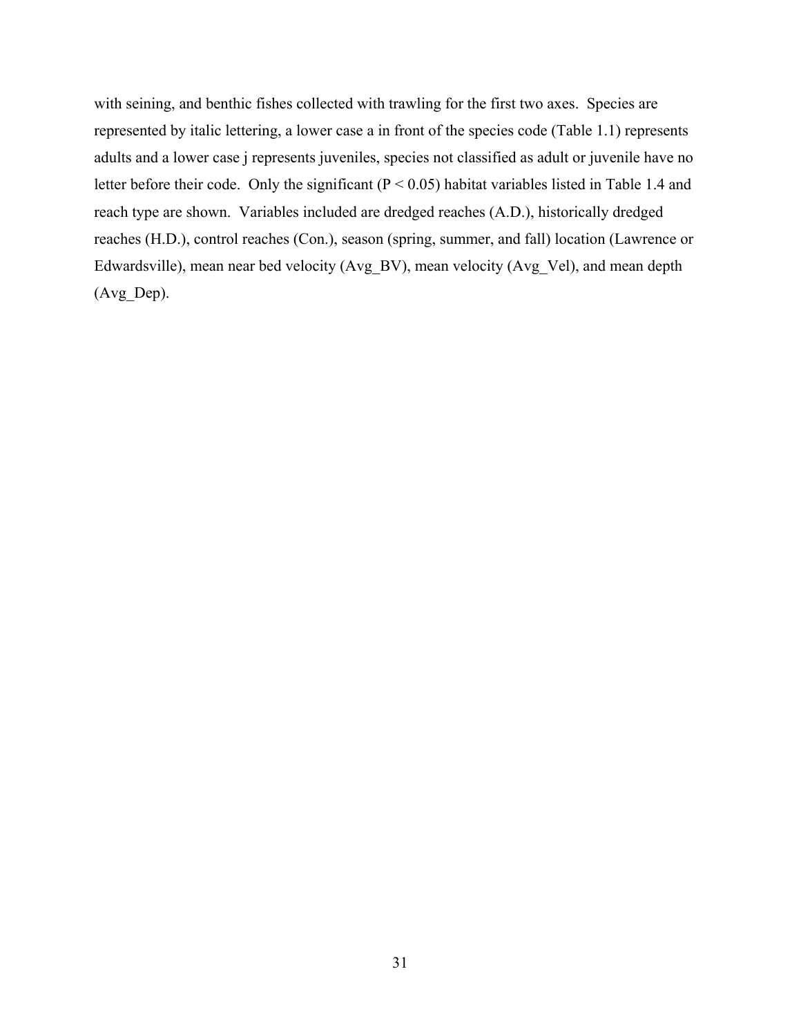with seining, and benthic fishes collected with trawling for the first two axes. Species are represented by italic lettering, a lower case a in front of the species code (Table 1.1) represents adults and a lower case j represents juveniles, species not classified as adult or juvenile have no letter before their code. Only the significant ($P < 0.05$) habitat variables listed in Table 1.4 and reach type are shown. Variables included are dredged reaches (A.D.), historically dredged reaches (H.D.), control reaches (Con.), season (spring, summer, and fall) location (Lawrence or Edwardsville), mean near bed velocity (Avg_BV), mean velocity (Avg_Vel), and mean depth (Avg_Dep).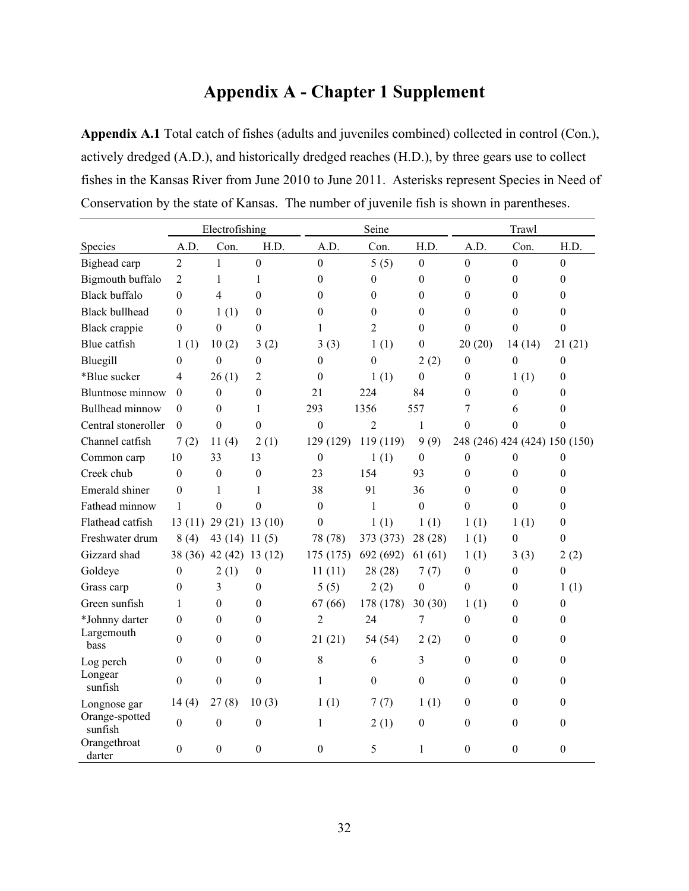# Appendix A - Chapter 1 Supplement

**Appendix A.1** Total catch of fishes (adults and juveniles combined) collected in control (Con.), actively dredged (A.D.), and historically dredged reaches (H.D.), by three gears use to collect fishes in the Kansas River from June 2010 to June 2011. Asterisks represent Species in Need of Conservation by the state of Kansas. The number of juvenile fish is shown in parentheses.

| | Electrofishing | | | Seine | | | Trawl | | |
|---|---|---|---|---|---|---|---|---|---|
| Species | A.D. | Con. | H.D. | A.D. | Con. | H.D. | A.D. | Con. | H.D. |
| Bighead carp | 2 | 1 | 0 | 0 | 5 (5) | 0 | 0 | 0 | 0 |
| Bigmouth buffalo | 2 | 1 | 1 | 0 | 0 | 0 | 0 | 0 | 0 |
| Black buffalo | 0 | 4 | 0 | 0 | 0 | 0 | 0 | 0 | 0 |
| Black bullhead | 0 | 1 (1) | 0 | 0 | 0 | 0 | 0 | 0 | 0 |
| Black crappie | 0 | 0 | 0 | 1 | 2 | 0 | 0 | 0 | 0 |
| Blue catfish | 1 (1) | 10 (2) | 3 (2) | 3 (3) | 1 (1) | 0 | 20 (20) | 14 (14) | 21 (21) |
| Bluegill | 0 | 0 | 0 | 0 | 0 | 2 (2) | 0 | 0 | 0 |
| *Blue sucker | 4 | 26 (1) | 2 | 0 | 1 (1) | 0 | 0 | 1 (1) | 0 |
| Bluntnose minnow | 0 | 0 | 0 | 21 | 224 | 84 | 0 | 0 | 0 |
| Bullhead minnow | 0 | 0 | 1 | 293 | 1356 | 557 | 7 | 6 | 0 |
| Central stoneroller | 0 | 0 | 0 | 0 | 2 | 1 | 0 | 0 | 0 |
| Channel catfish | 7 (2) | 11 (4) | 2 (1) | 129 (129) | 119 (119) | 9 (9) | 248 (246) | 424 (424) | 150 (150) |
| Common carp | 10 | 33 | 13 | 0 | 1 (1) | 0 | 0 | 0 | 0 |
| Creek chub | 0 | 0 | 0 | 23 | 154 | 93 | 0 | 0 | 0 |
| Emerald shiner | 0 | 1 | 1 | 38 | 91 | 36 | 0 | 0 | 0 |
| Fathead minnow | 1 | 0 | 0 | 0 | 1 | 0 | 0 | 0 | 0 |
| Flathead catfish | 13 (11) | 29 (21) | 13 (10) | 0 | 1 (1) | 1 (1) | 1 (1) | 1 (1) | 0 |
| Freshwater drum | 8 (4) | 43 (14) | 11 (5) | 78 (78) | 373 (373) | 28 (28) | 1 (1) | 0 | 0 |
| Gizzard shad | 38 (36) | 42 (42) | 13 (12) | 175 (175) | 692 (692) | 61 (61) | 1 (1) | 3 (3) | 2 (2) |
| Goldeye | 0 | 2 (1) | 0 | 11 (11) | 28 (28) | 7 (7) | 0 | 0 | 0 |
| Grass carp | 0 | 3 | 0 | 5 (5) | 2 (2) | 0 | 0 | 0 | 1 (1) |
| Green sunfish | 1 | 0 | 0 | 67 (66) | 178 (178) | 30 (30) | 1 (1) | 0 | 0 |
| *Johnny darter | 0 | 0 | 0 | 2 | 24 | 7 | 0 | 0 | 0 |
| Largemouth bass | 0 | 0 | 0 | 21 (21) | 54 (54) | 2 (2) | 0 | 0 | 0 |
| Log perch | 0 | 0 | 0 | 8 | 6 | 3 | 0 | 0 | 0 |
| Longear sunfish | 0 | 0 | 0 | 1 | 0 | 0 | 0 | 0 | 0 |
| Longnose gar | 14 (4) | 27 (8) | 10 (3) | 1 (1) | 7 (7) | 1 (1) | 0 | 0 | 0 |
| Orange-spotted sunfish | 0 | 0 | 0 | 1 | 2 (1) | 0 | 0 | 0 | 0 |
| Orangethroat darter | 0 | 0 | 0 | 0 | 5 | 1 | 0 | 0 | 0 |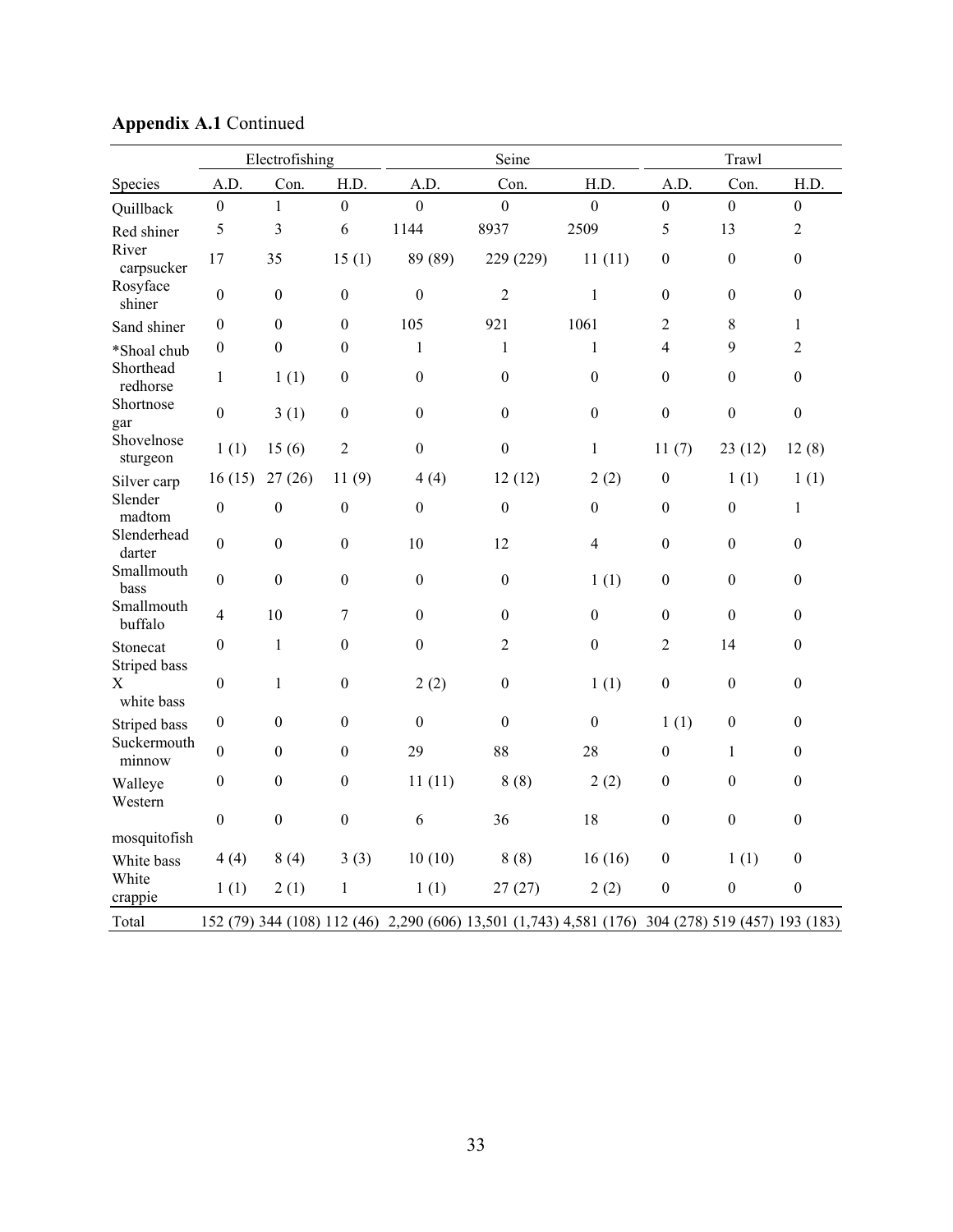**Appendix A.1** Continued

| | Electrofishing | | | Seine | | | Trawl | | |
|---|---|---|---|---|---|---|---|---|---|
| Species | A.D. | Con. | H.D. | A.D. | Con. | H.D. | A.D. | Con. | H.D. |
| Quillback | 0 | 1 | 0 | 0 | 0 | 0 | 0 | 0 | 0 |
| Red shiner | 5 | 3 | 6 | 1144 | 8937 | 2509 | 5 | 13 | 2 |
| River carpsucker | 17 | 35 | 15 (1) | 89 (89) | 229 (229) | 11 (11) | 0 | 0 | 0 |
| Rosyface shiner | 0 | 0 | 0 | 0 | 2 | 1 | 0 | 0 | 0 |
| Sand shiner | 0 | 0 | 0 | 105 | 921 | 1061 | 2 | 8 | 1 |
| *Shoal chub | 0 | 0 | 0 | 1 | 1 | 1 | 4 | 9 | 2 |
| Shorthead redhorse | 1 | 1 (1) | 0 | 0 | 0 | 0 | 0 | 0 | 0 |
| Shortnose gar | 0 | 3 (1) | 0 | 0 | 0 | 0 | 0 | 0 | 0 |
| Shovelnose sturgeon | 1 (1) | 15 (6) | 2 | 0 | 0 | 1 | 11 (7) | 23 (12) | 12 (8) |
| Silver carp | 16 (15) | 27 (26) | 11 (9) | 4 (4) | 12 (12) | 2 (2) | 0 | 1 (1) | 1 (1) |
| Slender madtom | 0 | 0 | 0 | 0 | 0 | 0 | 0 | 0 | 1 |
| Slenderhead darter | 0 | 0 | 0 | 10 | 12 | 4 | 0 | 0 | 0 |
| Smallmouth bass | 0 | 0 | 0 | 0 | 0 | 1 (1) | 0 | 0 | 0 |
| Smallmouth buffalo | 4 | 10 | 7 | 0 | 0 | 0 | 0 | 0 | 0 |
| Stonecat | 0 | 1 | 0 | 0 | 2 | 0 | 2 | 14 | 0 |
| Striped bass X white bass | 0 | 1 | 0 | 2 (2) | 0 | 1 (1) | 0 | 0 | 0 |
| Striped bass | 0 | 0 | 0 | 0 | 0 | 0 | 1 (1) | 0 | 0 |
| Suckermouth minnow | 0 | 0 | 0 | 29 | 88 | 28 | 0 | 1 | 0 |
| Walleye | 0 | 0 | 0 | 11 (11) | 8 (8) | 2 (2) | 0 | 0 | 0 |
| Western mosquitofish | 0 | 0 | 0 | 6 | 36 | 18 | 0 | 0 | 0 |
| White bass | 4 (4) | 8 (4) | 3 (3) | 10 (10) | 8 (8) | 16 (16) | 0 | 1 (1) | 0 |
| White crappie | 1 (1) | 2 (1) | 1 | 1 (1) | 27 (27) | 2 (2) | 0 | 0 | 0 |
| Total | 152 (79) | 344 (108) | 112 (46) | 2,290 (606) | 13,501 (1,743) | 4,581 (176) | 304 (278) | 519 (457) | 193 (183) |